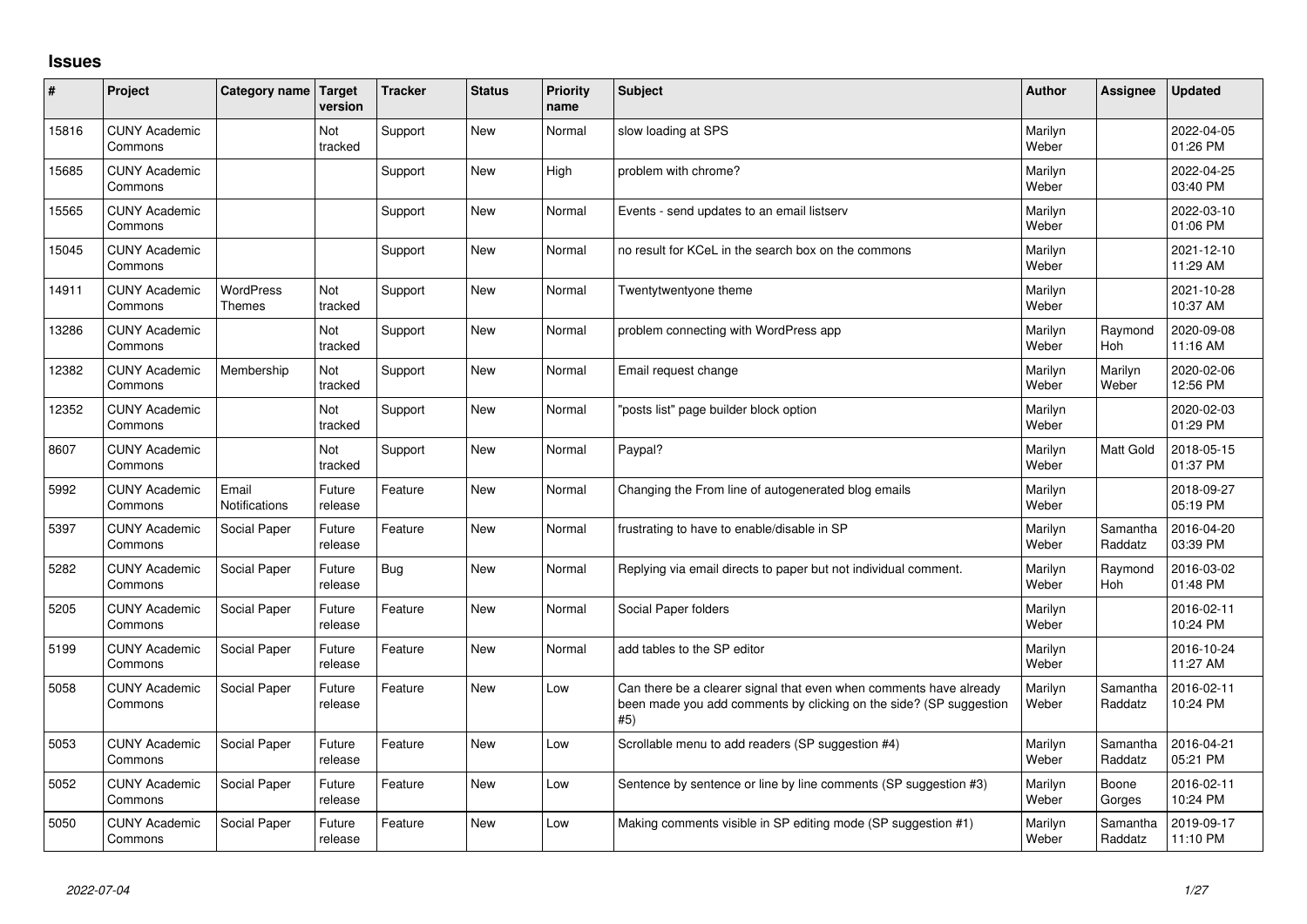# Issues

| # | Project | Category name | Target version | Tracker | Status | Priority name | Subject | Author | Assignee | Updated |
|---|---|---|---|---|---|---|---|---|---|---|
| 15816 | CUNY Academic Commons | | Not tracked | Support | New | Normal | slow loading at SPS | Marilyn Weber | | 2022-04-05 01:26 PM |
| 15685 | CUNY Academic Commons | | | Support | New | High | problem with chrome? | Marilyn Weber | | 2022-04-25 03:40 PM |
| 15565 | CUNY Academic Commons | | | Support | New | Normal | Events - send updates to an email listserv | Marilyn Weber | | 2022-03-10 01:06 PM |
| 15045 | CUNY Academic Commons | | | Support | New | Normal | no result for KCeL in the search box on the commons | Marilyn Weber | | 2021-12-10 11:29 AM |
| 14911 | CUNY Academic Commons | WordPress Themes | Not tracked | Support | New | Normal | Twentytwentyone theme | Marilyn Weber | | 2021-10-28 10:37 AM |
| 13286 | CUNY Academic Commons | | Not tracked | Support | New | Normal | problem connecting with WordPress app | Marilyn Weber | Raymond Hoh | 2020-09-08 11:16 AM |
| 12382 | CUNY Academic Commons | Membership | Not tracked | Support | New | Normal | Email request change | Marilyn Weber | Marilyn Weber | 2020-02-06 12:56 PM |
| 12352 | CUNY Academic Commons | | Not tracked | Support | New | Normal | "posts list" page builder block option | Marilyn Weber | | 2020-02-03 01:29 PM |
| 8607 | CUNY Academic Commons | | Not tracked | Support | New | Normal | Paypal? | Marilyn Weber | Matt Gold | 2018-05-15 01:37 PM |
| 5992 | CUNY Academic Commons | Email Notifications | Future release | Feature | New | Normal | Changing the From line of autogenerated blog emails | Marilyn Weber | | 2018-09-27 05:19 PM |
| 5397 | CUNY Academic Commons | Social Paper | Future release | Feature | New | Normal | frustrating to have to enable/disable in SP | Marilyn Weber | Samantha Raddatz | 2016-04-20 03:39 PM |
| 5282 | CUNY Academic Commons | Social Paper | Future release | Bug | New | Normal | Replying via email directs to paper but not individual comment. | Marilyn Weber | Raymond Hoh | 2016-03-02 01:48 PM |
| 5205 | CUNY Academic Commons | Social Paper | Future release | Feature | New | Normal | Social Paper folders | Marilyn Weber | | 2016-02-11 10:24 PM |
| 5199 | CUNY Academic Commons | Social Paper | Future release | Feature | New | Normal | add tables to the SP editor | Marilyn Weber | | 2016-10-24 11:27 AM |
| 5058 | CUNY Academic Commons | Social Paper | Future release | Feature | New | Low | Can there be a clearer signal that even when comments have already been made you add comments by clicking on the side? (SP suggestion #5) | Marilyn Weber | Samantha Raddatz | 2016-02-11 10:24 PM |
| 5053 | CUNY Academic Commons | Social Paper | Future release | Feature | New | Low | Scrollable menu to add readers (SP suggestion #4) | Marilyn Weber | Samantha Raddatz | 2016-04-21 05:21 PM |
| 5052 | CUNY Academic Commons | Social Paper | Future release | Feature | New | Low | Sentence by sentence or line by line comments (SP suggestion #3) | Marilyn Weber | Boone Gorges | 2016-02-11 10:24 PM |
| 5050 | CUNY Academic Commons | Social Paper | Future release | Feature | New | Low | Making comments visible in SP editing mode (SP suggestion #1) | Marilyn Weber | Samantha Raddatz | 2019-09-17 11:10 PM |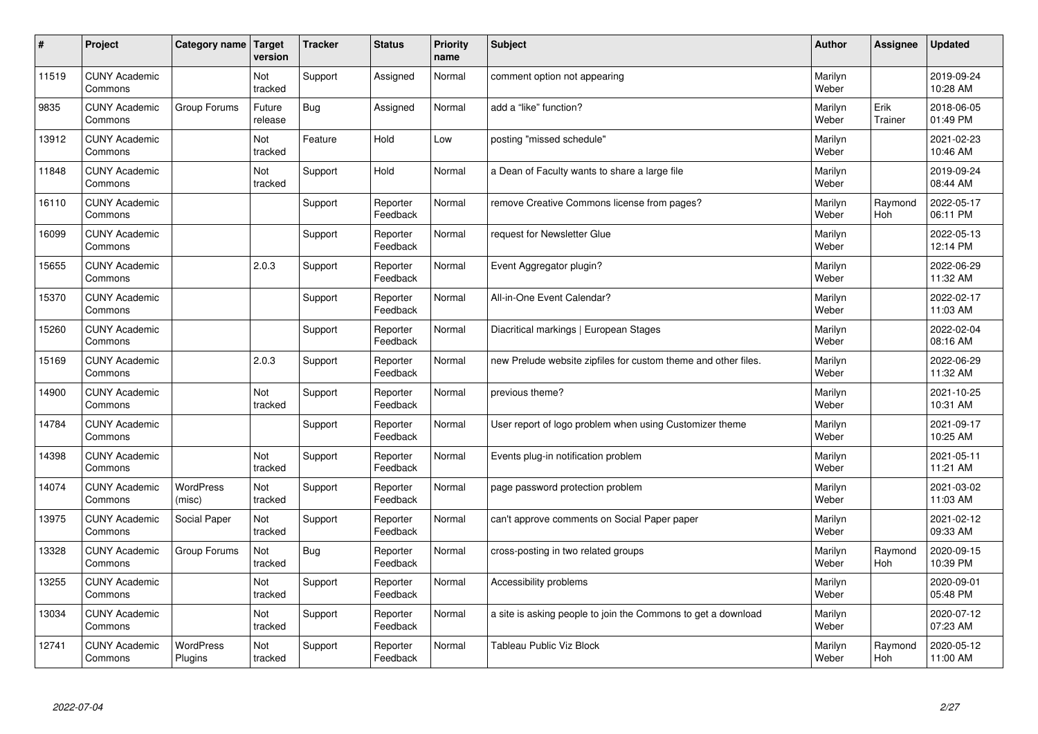| # | Project | Category name | Target version | Tracker | Status | Priority name | Subject | Author | Assignee | Updated |
|---|---|---|---|---|---|---|---|---|---|---|
| 11519 | CUNY Academic Commons | | Not tracked | Support | Assigned | Normal | comment option not appearing | Marilyn Weber | | 2019-09-24 10:28 AM |
| 9835 | CUNY Academic Commons | Group Forums | Future release | Bug | Assigned | Normal | add a "like" function? | Marilyn Weber | Erik Trainer | 2018-06-05 01:49 PM |
| 13912 | CUNY Academic Commons | | Not tracked | Feature | Hold | Low | posting "missed schedule" | Marilyn Weber | | 2021-02-23 10:46 AM |
| 11848 | CUNY Academic Commons | | Not tracked | Support | Hold | Normal | a Dean of Faculty wants to share a large file | Marilyn Weber | | 2019-09-24 08:44 AM |
| 16110 | CUNY Academic Commons | | | Support | Reporter Feedback | Normal | remove Creative Commons license from pages? | Marilyn Weber | Raymond Hoh | 2022-05-17 06:11 PM |
| 16099 | CUNY Academic Commons | | | Support | Reporter Feedback | Normal | request for Newsletter Glue | Marilyn Weber | | 2022-05-13 12:14 PM |
| 15655 | CUNY Academic Commons | | 2.0.3 | Support | Reporter Feedback | Normal | Event Aggregator plugin? | Marilyn Weber | | 2022-06-29 11:32 AM |
| 15370 | CUNY Academic Commons | | | Support | Reporter Feedback | Normal | All-in-One Event Calendar? | Marilyn Weber | | 2022-02-17 11:03 AM |
| 15260 | CUNY Academic Commons | | | Support | Reporter Feedback | Normal | Diacritical markings \| European Stages | Marilyn Weber | | 2022-02-04 08:16 AM |
| 15169 | CUNY Academic Commons | | 2.0.3 | Support | Reporter Feedback | Normal | new Prelude website zipfiles for custom theme and other files. | Marilyn Weber | | 2022-06-29 11:32 AM |
| 14900 | CUNY Academic Commons | | Not tracked | Support | Reporter Feedback | Normal | previous theme? | Marilyn Weber | | 2021-10-25 10:31 AM |
| 14784 | CUNY Academic Commons | | | Support | Reporter Feedback | Normal | User report of logo problem when using Customizer theme | Marilyn Weber | | 2021-09-17 10:25 AM |
| 14398 | CUNY Academic Commons | | Not tracked | Support | Reporter Feedback | Normal | Events plug-in notification problem | Marilyn Weber | | 2021-05-11 11:21 AM |
| 14074 | CUNY Academic Commons | WordPress (misc) | Not tracked | Support | Reporter Feedback | Normal | page password protection problem | Marilyn Weber | | 2021-03-02 11:03 AM |
| 13975 | CUNY Academic Commons | Social Paper | Not tracked | Support | Reporter Feedback | Normal | can't approve comments on Social Paper paper | Marilyn Weber | | 2021-02-12 09:33 AM |
| 13328 | CUNY Academic Commons | Group Forums | Not tracked | Bug | Reporter Feedback | Normal | cross-posting in two related groups | Marilyn Weber | Raymond Hoh | 2020-09-15 10:39 PM |
| 13255 | CUNY Academic Commons | | Not tracked | Support | Reporter Feedback | Normal | Accessibility problems | Marilyn Weber | | 2020-09-01 05:48 PM |
| 13034 | CUNY Academic Commons | | Not tracked | Support | Reporter Feedback | Normal | a site is asking people to join the Commons to get a download | Marilyn Weber | | 2020-07-12 07:23 AM |
| 12741 | CUNY Academic Commons | WordPress Plugins | Not tracked | Support | Reporter Feedback | Normal | Tableau Public Viz Block | Marilyn Weber | Raymond Hoh | 2020-05-12 11:00 AM |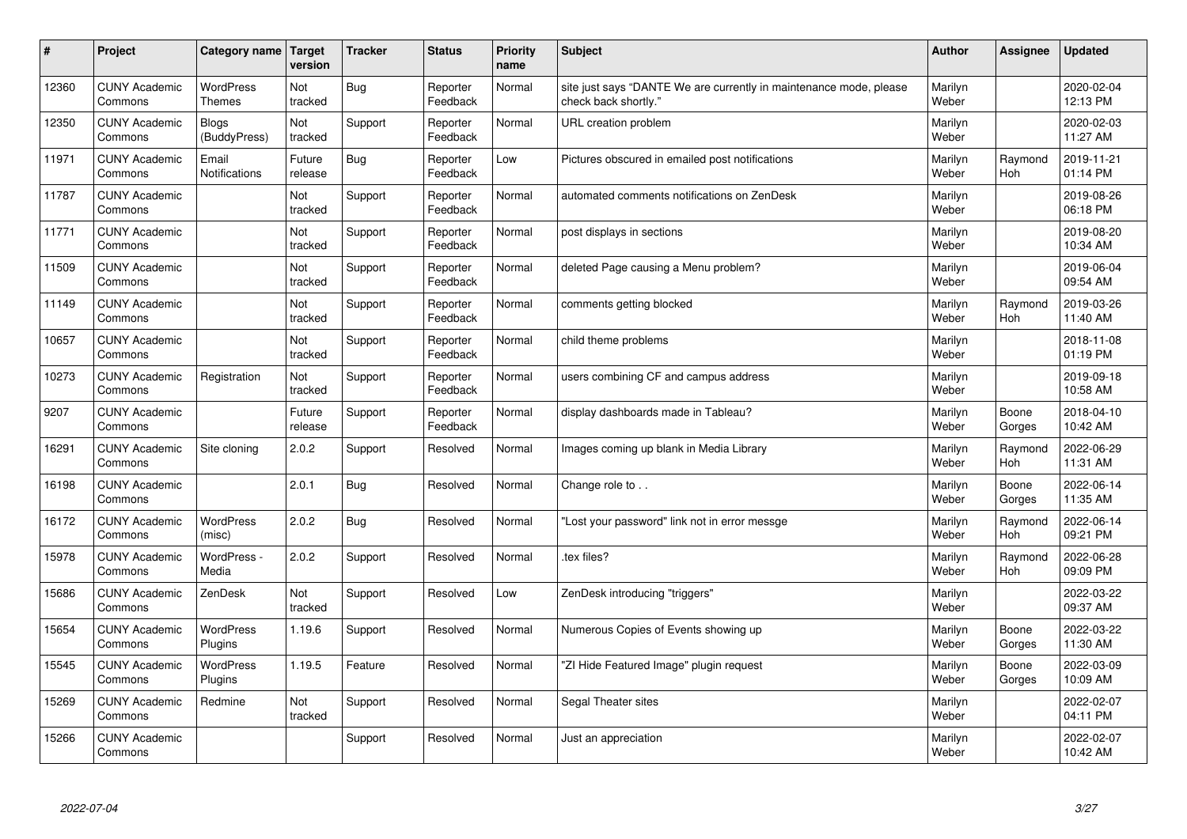| # | Project | Category name | Target version | Tracker | Status | Priority name | Subject | Author | Assignee | Updated |
|---|---|---|---|---|---|---|---|---|---|---|
| 12360 | CUNY Academic Commons | WordPress Themes | Not tracked | Bug | Reporter Feedback | Normal | site just says "DANTE We are currently in maintenance mode, please check back shortly." | Marilyn Weber | | 2020-02-04 12:13 PM |
| 12350 | CUNY Academic Commons | Blogs (BuddyPress) | Not tracked | Support | Reporter Feedback | Normal | URL creation problem | Marilyn Weber | | 2020-02-03 11:27 AM |
| 11971 | CUNY Academic Commons | Email Notifications | Future release | Bug | Reporter Feedback | Low | Pictures obscured in emailed post notifications | Marilyn Weber | Raymond Hoh | 2019-11-21 01:14 PM |
| 11787 | CUNY Academic Commons | | Not tracked | Support | Reporter Feedback | Normal | automated comments notifications on ZenDesk | Marilyn Weber | | 2019-08-26 06:18 PM |
| 11771 | CUNY Academic Commons | | Not tracked | Support | Reporter Feedback | Normal | post displays in sections | Marilyn Weber | | 2019-08-20 10:34 AM |
| 11509 | CUNY Academic Commons | | Not tracked | Support | Reporter Feedback | Normal | deleted Page causing a Menu problem? | Marilyn Weber | | 2019-06-04 09:54 AM |
| 11149 | CUNY Academic Commons | | Not tracked | Support | Reporter Feedback | Normal | comments getting blocked | Marilyn Weber | Raymond Hoh | 2019-03-26 11:40 AM |
| 10657 | CUNY Academic Commons | | Not tracked | Support | Reporter Feedback | Normal | child theme problems | Marilyn Weber | | 2018-11-08 01:19 PM |
| 10273 | CUNY Academic Commons | Registration | Not tracked | Support | Reporter Feedback | Normal | users combining CF and campus address | Marilyn Weber | | 2019-09-18 10:58 AM |
| 9207 | CUNY Academic Commons | | Future release | Support | Reporter Feedback | Normal | display dashboards made in Tableau? | Marilyn Weber | Boone Gorges | 2018-04-10 10:42 AM |
| 16291 | CUNY Academic Commons | Site cloning | 2.0.2 | Support | Resolved | Normal | Images coming up blank in Media Library | Marilyn Weber | Raymond Hoh | 2022-06-29 11:31 AM |
| 16198 | CUNY Academic Commons | | 2.0.1 | Bug | Resolved | Normal | Change role to . . | Marilyn Weber | Boone Gorges | 2022-06-14 11:35 AM |
| 16172 | CUNY Academic Commons | WordPress (misc) | 2.0.2 | Bug | Resolved | Normal | "Lost your password" link not in error messge | Marilyn Weber | Raymond Hoh | 2022-06-14 09:21 PM |
| 15978 | CUNY Academic Commons | WordPress - Media | 2.0.2 | Support | Resolved | Normal | .tex files? | Marilyn Weber | Raymond Hoh | 2022-06-28 09:09 PM |
| 15686 | CUNY Academic Commons | ZenDesk | Not tracked | Support | Resolved | Low | ZenDesk introducing "triggers" | Marilyn Weber | | 2022-03-22 09:37 AM |
| 15654 | CUNY Academic Commons | WordPress Plugins | 1.19.6 | Support | Resolved | Normal | Numerous Copies of Events showing up | Marilyn Weber | Boone Gorges | 2022-03-22 11:30 AM |
| 15545 | CUNY Academic Commons | WordPress Plugins | 1.19.5 | Feature | Resolved | Normal | "ZI Hide Featured Image" plugin request | Marilyn Weber | Boone Gorges | 2022-03-09 10:09 AM |
| 15269 | CUNY Academic Commons | Redmine | Not tracked | Support | Resolved | Normal | Segal Theater sites | Marilyn Weber | | 2022-02-07 04:11 PM |
| 15266 | CUNY Academic Commons | | | Support | Resolved | Normal | Just an appreciation | Marilyn Weber | | 2022-02-07 10:42 AM |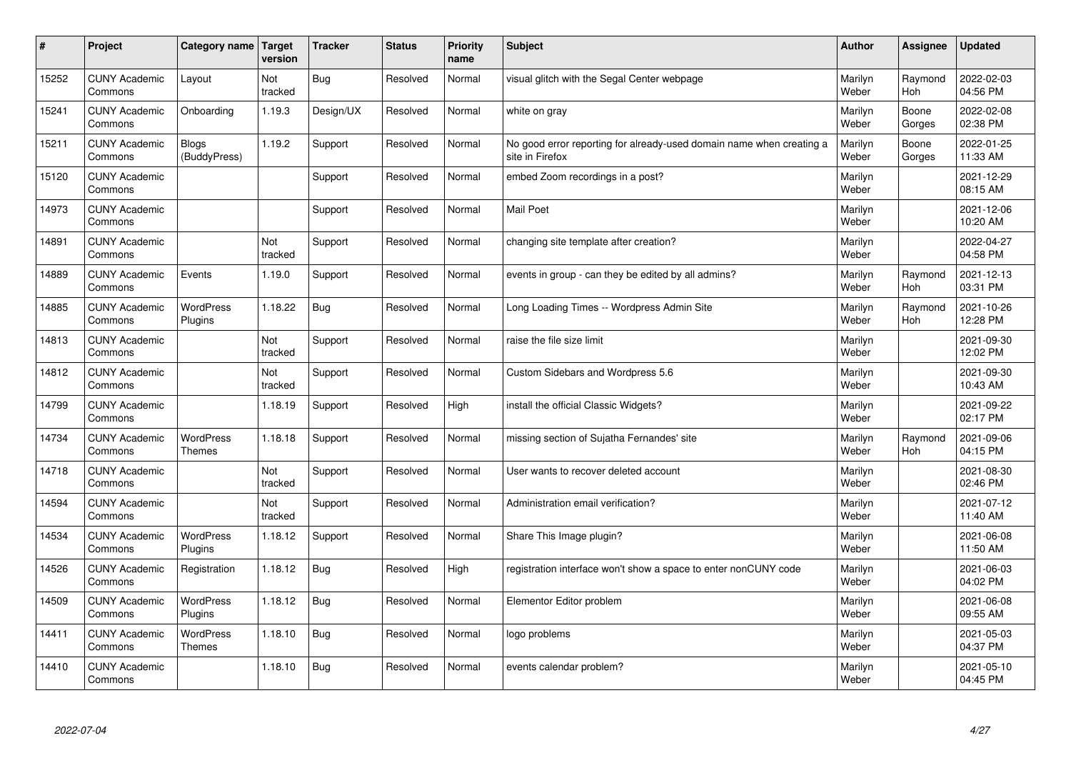| # | Project | Category name | Target version | Tracker | Status | Priority name | Subject | Author | Assignee | Updated |
|---|---|---|---|---|---|---|---|---|---|---|
| 15252 | CUNY Academic Commons | Layout | Not tracked | Bug | Resolved | Normal | visual glitch with the Segal Center webpage | Marilyn Weber | Raymond Hoh | 2022-02-03 04:56 PM |
| 15241 | CUNY Academic Commons | Onboarding | 1.19.3 | Design/UX | Resolved | Normal | white on gray | Marilyn Weber | Boone Gorges | 2022-02-08 02:38 PM |
| 15211 | CUNY Academic Commons | Blogs (BuddyPress) | 1.19.2 | Support | Resolved | Normal | No good error reporting for already-used domain name when creating a site in Firefox | Marilyn Weber | Boone Gorges | 2022-01-25 11:33 AM |
| 15120 | CUNY Academic Commons | | | Support | Resolved | Normal | embed Zoom recordings in a post? | Marilyn Weber | | 2021-12-29 08:15 AM |
| 14973 | CUNY Academic Commons | | | Support | Resolved | Normal | Mail Poet | Marilyn Weber | | 2021-12-06 10:20 AM |
| 14891 | CUNY Academic Commons | | Not tracked | Support | Resolved | Normal | changing site template after creation? | Marilyn Weber | | 2022-04-27 04:58 PM |
| 14889 | CUNY Academic Commons | Events | 1.19.0 | Support | Resolved | Normal | events in group - can they be edited by all admins? | Marilyn Weber | Raymond Hoh | 2021-12-13 03:31 PM |
| 14885 | CUNY Academic Commons | WordPress Plugins | 1.18.22 | Bug | Resolved | Normal | Long Loading Times -- Wordpress Admin Site | Marilyn Weber | Raymond Hoh | 2021-10-26 12:28 PM |
| 14813 | CUNY Academic Commons | | Not tracked | Support | Resolved | Normal | raise the file size limit | Marilyn Weber | | 2021-09-30 12:02 PM |
| 14812 | CUNY Academic Commons | | Not tracked | Support | Resolved | Normal | Custom Sidebars and Wordpress 5.6 | Marilyn Weber | | 2021-09-30 10:43 AM |
| 14799 | CUNY Academic Commons | | 1.18.19 | Support | Resolved | High | install the official Classic Widgets? | Marilyn Weber | | 2021-09-22 02:17 PM |
| 14734 | CUNY Academic Commons | WordPress Themes | 1.18.18 | Support | Resolved | Normal | missing section of Sujatha Fernandes' site | Marilyn Weber | Raymond Hoh | 2021-09-06 04:15 PM |
| 14718 | CUNY Academic Commons | | Not tracked | Support | Resolved | Normal | User wants to recover deleted account | Marilyn Weber | | 2021-08-30 02:46 PM |
| 14594 | CUNY Academic Commons | | Not tracked | Support | Resolved | Normal | Administration email verification? | Marilyn Weber | | 2021-07-12 11:40 AM |
| 14534 | CUNY Academic Commons | WordPress Plugins | 1.18.12 | Support | Resolved | Normal | Share This Image plugin? | Marilyn Weber | | 2021-06-08 11:50 AM |
| 14526 | CUNY Academic Commons | Registration | 1.18.12 | Bug | Resolved | High | registration interface won't show a space to enter nonCUNY code | Marilyn Weber | | 2021-06-03 04:02 PM |
| 14509 | CUNY Academic Commons | WordPress Plugins | 1.18.12 | Bug | Resolved | Normal | Elementor Editor problem | Marilyn Weber | | 2021-06-08 09:55 AM |
| 14411 | CUNY Academic Commons | WordPress Themes | 1.18.10 | Bug | Resolved | Normal | logo problems | Marilyn Weber | | 2021-05-03 04:37 PM |
| 14410 | CUNY Academic Commons | | 1.18.10 | Bug | Resolved | Normal | events calendar problem? | Marilyn Weber | | 2021-05-10 04:45 PM |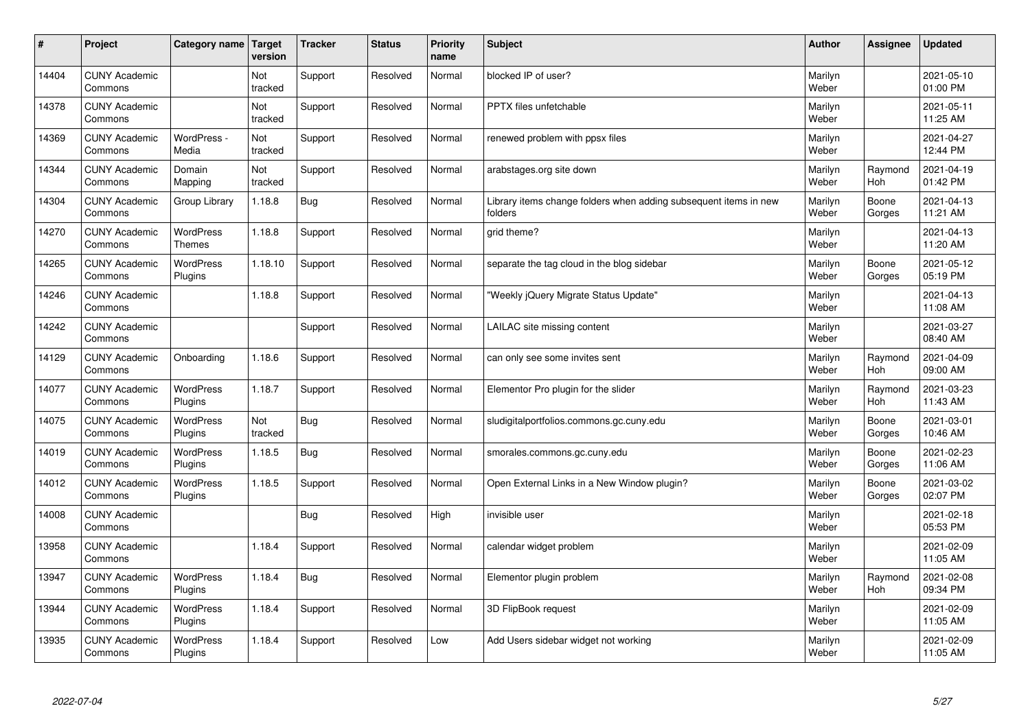| # | Project | Category name | Target version | Tracker | Status | Priority name | Subject | Author | Assignee | Updated |
|---|---|---|---|---|---|---|---|---|---|---|
| 14404 | CUNY Academic Commons | | Not tracked | Support | Resolved | Normal | blocked IP of user? | Marilyn Weber | | 2021-05-10 01:00 PM |
| 14378 | CUNY Academic Commons | | Not tracked | Support | Resolved | Normal | PPTX files unfetchable | Marilyn Weber | | 2021-05-11 11:25 AM |
| 14369 | CUNY Academic Commons | WordPress - Media | Not tracked | Support | Resolved | Normal | renewed problem with ppsx files | Marilyn Weber | | 2021-04-27 12:44 PM |
| 14344 | CUNY Academic Commons | Domain Mapping | Not tracked | Support | Resolved | Normal | arabstages.org site down | Marilyn Weber | Raymond Hoh | 2021-04-19 01:42 PM |
| 14304 | CUNY Academic Commons | Group Library | 1.18.8 | Bug | Resolved | Normal | Library items change folders when adding subsequent items in new folders | Marilyn Weber | Boone Gorges | 2021-04-13 11:21 AM |
| 14270 | CUNY Academic Commons | WordPress Themes | 1.18.8 | Support | Resolved | Normal | grid theme? | Marilyn Weber | | 2021-04-13 11:20 AM |
| 14265 | CUNY Academic Commons | WordPress Plugins | 1.18.10 | Support | Resolved | Normal | separate the tag cloud in the blog sidebar | Marilyn Weber | Boone Gorges | 2021-05-12 05:19 PM |
| 14246 | CUNY Academic Commons | | 1.18.8 | Support | Resolved | Normal | "Weekly jQuery Migrate Status Update" | Marilyn Weber | | 2021-04-13 11:08 AM |
| 14242 | CUNY Academic Commons | | | Support | Resolved | Normal | LAILAC site missing content | Marilyn Weber | | 2021-03-27 08:40 AM |
| 14129 | CUNY Academic Commons | Onboarding | 1.18.6 | Support | Resolved | Normal | can only see some invites sent | Marilyn Weber | Raymond Hoh | 2021-04-09 09:00 AM |
| 14077 | CUNY Academic Commons | WordPress Plugins | 1.18.7 | Support | Resolved | Normal | Elementor Pro plugin for the slider | Marilyn Weber | Raymond Hoh | 2021-03-23 11:43 AM |
| 14075 | CUNY Academic Commons | WordPress Plugins | Not tracked | Bug | Resolved | Normal | sludigitalportfolios.commons.gc.cuny.edu | Marilyn Weber | Boone Gorges | 2021-03-01 10:46 AM |
| 14019 | CUNY Academic Commons | WordPress Plugins | 1.18.5 | Bug | Resolved | Normal | smorales.commons.gc.cuny.edu | Marilyn Weber | Boone Gorges | 2021-02-23 11:06 AM |
| 14012 | CUNY Academic Commons | WordPress Plugins | 1.18.5 | Support | Resolved | Normal | Open External Links in a New Window plugin? | Marilyn Weber | Boone Gorges | 2021-03-02 02:07 PM |
| 14008 | CUNY Academic Commons | | | Bug | Resolved | High | invisible user | Marilyn Weber | | 2021-02-18 05:53 PM |
| 13958 | CUNY Academic Commons | | 1.18.4 | Support | Resolved | Normal | calendar widget problem | Marilyn Weber | | 2021-02-09 11:05 AM |
| 13947 | CUNY Academic Commons | WordPress Plugins | 1.18.4 | Bug | Resolved | Normal | Elementor plugin problem | Marilyn Weber | Raymond Hoh | 2021-02-08 09:34 PM |
| 13944 | CUNY Academic Commons | WordPress Plugins | 1.18.4 | Support | Resolved | Normal | 3D FlipBook request | Marilyn Weber | | 2021-02-09 11:05 AM |
| 13935 | CUNY Academic Commons | WordPress Plugins | 1.18.4 | Support | Resolved | Low | Add Users sidebar widget not working | Marilyn Weber | | 2021-02-09 11:05 AM |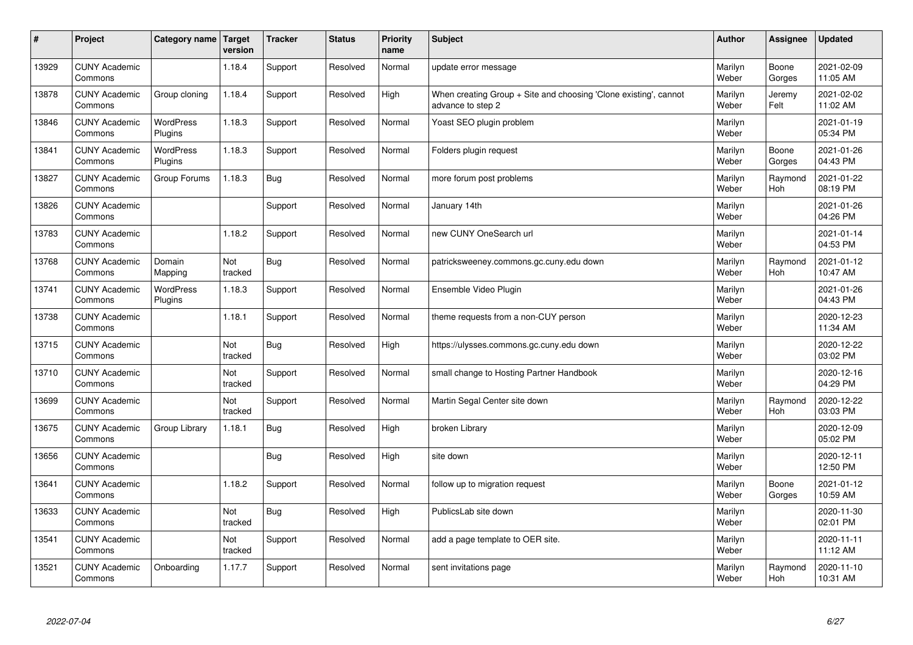| # | Project | Category name | Target version | Tracker | Status | Priority name | Subject | Author | Assignee | Updated |
|---|---|---|---|---|---|---|---|---|---|---|
| 13929 | CUNY Academic Commons | | 1.18.4 | Support | Resolved | Normal | update error message | Marilyn Weber | Boone Gorges | 2021-02-09 11:05 AM |
| 13878 | CUNY Academic Commons | Group cloning | 1.18.4 | Support | Resolved | High | When creating Group + Site and choosing 'Clone existing', cannot advance to step 2 | Marilyn Weber | Jeremy Felt | 2021-02-02 11:02 AM |
| 13846 | CUNY Academic Commons | WordPress Plugins | 1.18.3 | Support | Resolved | Normal | Yoast SEO plugin problem | Marilyn Weber | | 2021-01-19 05:34 PM |
| 13841 | CUNY Academic Commons | WordPress Plugins | 1.18.3 | Support | Resolved | Normal | Folders plugin request | Marilyn Weber | Boone Gorges | 2021-01-26 04:43 PM |
| 13827 | CUNY Academic Commons | Group Forums | 1.18.3 | Bug | Resolved | Normal | more forum post problems | Marilyn Weber | Raymond Hoh | 2021-01-22 08:19 PM |
| 13826 | CUNY Academic Commons | | | Support | Resolved | Normal | January 14th | Marilyn Weber | | 2021-01-26 04:26 PM |
| 13783 | CUNY Academic Commons | | 1.18.2 | Support | Resolved | Normal | new CUNY OneSearch url | Marilyn Weber | | 2021-01-14 04:53 PM |
| 13768 | CUNY Academic Commons | Domain Mapping | Not tracked | Bug | Resolved | Normal | patricksweeney.commons.gc.cuny.edu down | Marilyn Weber | Raymond Hoh | 2021-01-12 10:47 AM |
| 13741 | CUNY Academic Commons | WordPress Plugins | 1.18.3 | Support | Resolved | Normal | Ensemble Video Plugin | Marilyn Weber | | 2021-01-26 04:43 PM |
| 13738 | CUNY Academic Commons | | 1.18.1 | Support | Resolved | Normal | theme requests from a non-CUY person | Marilyn Weber | | 2020-12-23 11:34 AM |
| 13715 | CUNY Academic Commons | | Not tracked | Bug | Resolved | High | https://ulysses.commons.gc.cuny.edu down | Marilyn Weber | | 2020-12-22 03:02 PM |
| 13710 | CUNY Academic Commons | | Not tracked | Support | Resolved | Normal | small change to Hosting Partner Handbook | Marilyn Weber | | 2020-12-16 04:29 PM |
| 13699 | CUNY Academic Commons | | Not tracked | Support | Resolved | Normal | Martin Segal Center site down | Marilyn Weber | Raymond Hoh | 2020-12-22 03:03 PM |
| 13675 | CUNY Academic Commons | Group Library | 1.18.1 | Bug | Resolved | High | broken Library | Marilyn Weber | | 2020-12-09 05:02 PM |
| 13656 | CUNY Academic Commons | | | Bug | Resolved | High | site down | Marilyn Weber | | 2020-12-11 12:50 PM |
| 13641 | CUNY Academic Commons | | 1.18.2 | Support | Resolved | Normal | follow up to migration request | Marilyn Weber | Boone Gorges | 2021-01-12 10:59 AM |
| 13633 | CUNY Academic Commons | | Not tracked | Bug | Resolved | High | PublicsLab site down | Marilyn Weber | | 2020-11-30 02:01 PM |
| 13541 | CUNY Academic Commons | | Not tracked | Support | Resolved | Normal | add a page template to OER site. | Marilyn Weber | | 2020-11-11 11:12 AM |
| 13521 | CUNY Academic Commons | Onboarding | 1.17.7 | Support | Resolved | Normal | sent invitations page | Marilyn Weber | Raymond Hoh | 2020-11-10 10:31 AM |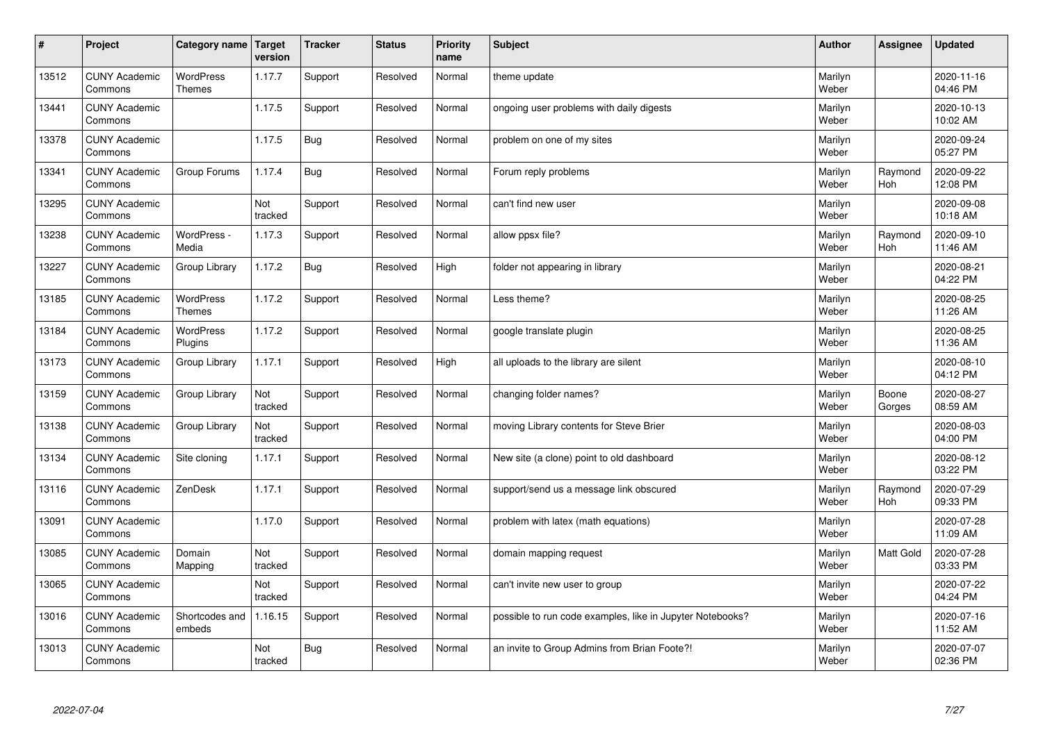| # | Project | Category name | Target version | Tracker | Status | Priority name | Subject | Author | Assignee | Updated |
|---|---|---|---|---|---|---|---|---|---|---|
| 13512 | CUNY Academic Commons | WordPress Themes | 1.17.7 | Support | Resolved | Normal | theme update | Marilyn Weber | | 2020-11-16 04:46 PM |
| 13441 | CUNY Academic Commons | | 1.17.5 | Support | Resolved | Normal | ongoing user problems with daily digests | Marilyn Weber | | 2020-10-13 10:02 AM |
| 13378 | CUNY Academic Commons | | 1.17.5 | Bug | Resolved | Normal | problem on one of my sites | Marilyn Weber | | 2020-09-24 05:27 PM |
| 13341 | CUNY Academic Commons | Group Forums | 1.17.4 | Bug | Resolved | Normal | Forum reply problems | Marilyn Weber | Raymond Hoh | 2020-09-22 12:08 PM |
| 13295 | CUNY Academic Commons | | Not tracked | Support | Resolved | Normal | can't find new user | Marilyn Weber | | 2020-09-08 10:18 AM |
| 13238 | CUNY Academic Commons | WordPress - Media | 1.17.3 | Support | Resolved | Normal | allow ppsx file? | Marilyn Weber | Raymond Hoh | 2020-09-10 11:46 AM |
| 13227 | CUNY Academic Commons | Group Library | 1.17.2 | Bug | Resolved | High | folder not appearing in library | Marilyn Weber | | 2020-08-21 04:22 PM |
| 13185 | CUNY Academic Commons | WordPress Themes | 1.17.2 | Support | Resolved | Normal | Less theme? | Marilyn Weber | | 2020-08-25 11:26 AM |
| 13184 | CUNY Academic Commons | WordPress Plugins | 1.17.2 | Support | Resolved | Normal | google translate plugin | Marilyn Weber | | 2020-08-25 11:36 AM |
| 13173 | CUNY Academic Commons | Group Library | 1.17.1 | Support | Resolved | High | all uploads to the library are silent | Marilyn Weber | | 2020-08-10 04:12 PM |
| 13159 | CUNY Academic Commons | Group Library | Not tracked | Support | Resolved | Normal | changing folder names? | Marilyn Weber | Boone Gorges | 2020-08-27 08:59 AM |
| 13138 | CUNY Academic Commons | Group Library | Not tracked | Support | Resolved | Normal | moving Library contents for Steve Brier | Marilyn Weber | | 2020-08-03 04:00 PM |
| 13134 | CUNY Academic Commons | Site cloning | 1.17.1 | Support | Resolved | Normal | New site (a clone) point to old dashboard | Marilyn Weber | | 2020-08-12 03:22 PM |
| 13116 | CUNY Academic Commons | ZenDesk | 1.17.1 | Support | Resolved | Normal | support/send us a message link obscured | Marilyn Weber | Raymond Hoh | 2020-07-29 09:33 PM |
| 13091 | CUNY Academic Commons | | 1.17.0 | Support | Resolved | Normal | problem with latex (math equations) | Marilyn Weber | | 2020-07-28 11:09 AM |
| 13085 | CUNY Academic Commons | Domain Mapping | Not tracked | Support | Resolved | Normal | domain mapping request | Marilyn Weber | Matt Gold | 2020-07-28 03:33 PM |
| 13065 | CUNY Academic Commons | | Not tracked | Support | Resolved | Normal | can't invite new user to group | Marilyn Weber | | 2020-07-22 04:24 PM |
| 13016 | CUNY Academic Commons | Shortcodes and embeds | 1.16.15 | Support | Resolved | Normal | possible to run code examples, like in Jupyter Notebooks? | Marilyn Weber | | 2020-07-16 11:52 AM |
| 13013 | CUNY Academic Commons | | Not tracked | Bug | Resolved | Normal | an invite to Group Admins from Brian Foote?! | Marilyn Weber | | 2020-07-07 02:36 PM |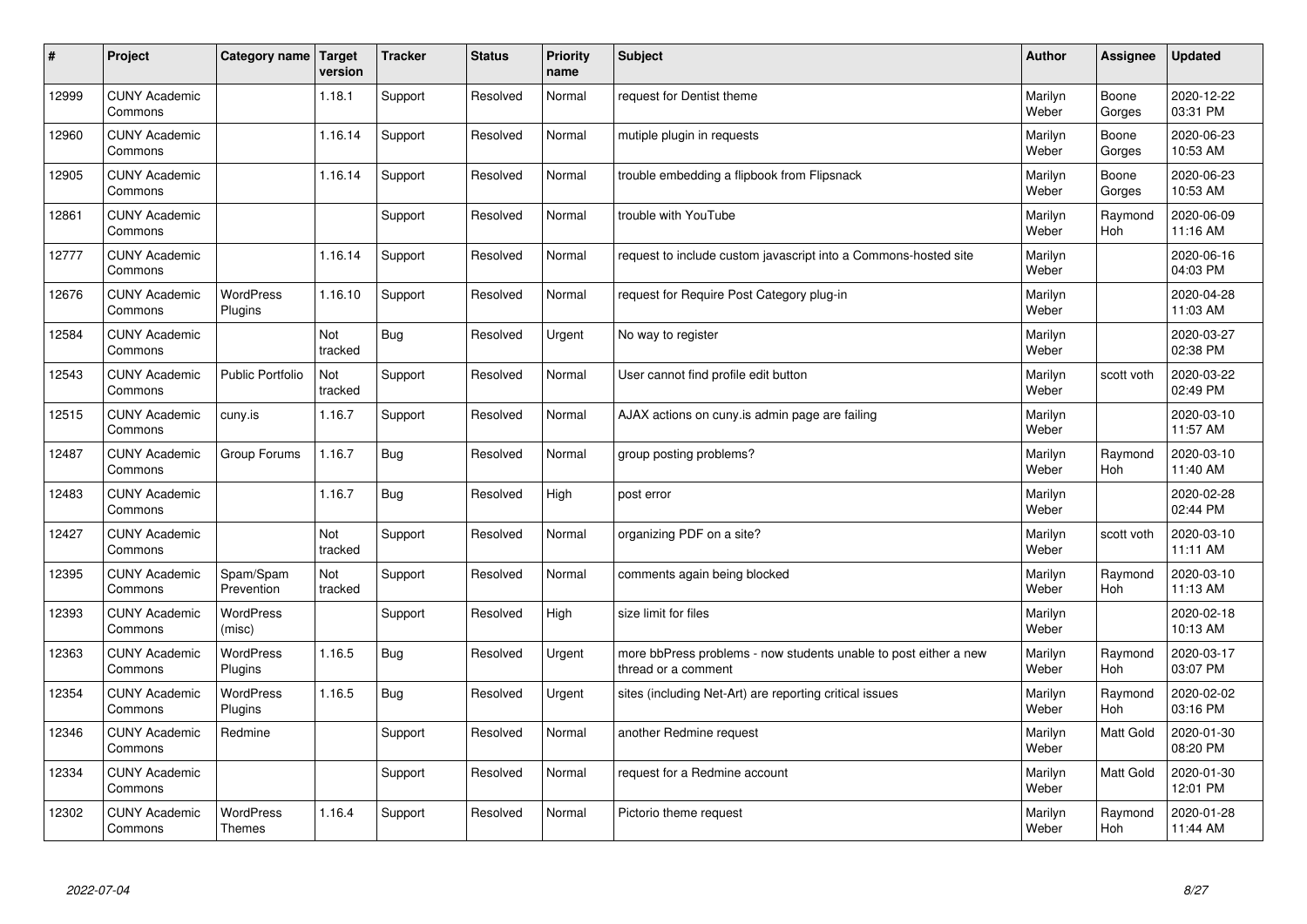| # | Project | Category name | Target version | Tracker | Status | Priority name | Subject | Author | Assignee | Updated |
|---|---|---|---|---|---|---|---|---|---|---|
| 12999 | CUNY Academic Commons | | 1.18.1 | Support | Resolved | Normal | request for Dentist theme | Marilyn Weber | Boone Gorges | 2020-12-22 03:31 PM |
| 12960 | CUNY Academic Commons | | 1.16.14 | Support | Resolved | Normal | mutiple plugin in requests | Marilyn Weber | Boone Gorges | 2020-06-23 10:53 AM |
| 12905 | CUNY Academic Commons | | 1.16.14 | Support | Resolved | Normal | trouble embedding a flipbook from Flipsnack | Marilyn Weber | Boone Gorges | 2020-06-23 10:53 AM |
| 12861 | CUNY Academic Commons | | | Support | Resolved | Normal | trouble with YouTube | Marilyn Weber | Raymond Hoh | 2020-06-09 11:16 AM |
| 12777 | CUNY Academic Commons | | 1.16.14 | Support | Resolved | Normal | request to include custom javascript into a Commons-hosted site | Marilyn Weber | | 2020-06-16 04:03 PM |
| 12676 | CUNY Academic Commons | WordPress Plugins | 1.16.10 | Support | Resolved | Normal | request for Require Post Category plug-in | Marilyn Weber | | 2020-04-28 11:03 AM |
| 12584 | CUNY Academic Commons | | Not tracked | Bug | Resolved | Urgent | No way to register | Marilyn Weber | | 2020-03-27 02:38 PM |
| 12543 | CUNY Academic Commons | Public Portfolio | Not tracked | Support | Resolved | Normal | User cannot find profile edit button | Marilyn Weber | scott voth | 2020-03-22 02:49 PM |
| 12515 | CUNY Academic Commons | cuny.is | 1.16.7 | Support | Resolved | Normal | AJAX actions on cuny.is admin page are failing | Marilyn Weber | | 2020-03-10 11:57 AM |
| 12487 | CUNY Academic Commons | Group Forums | 1.16.7 | Bug | Resolved | Normal | group posting problems? | Marilyn Weber | Raymond Hoh | 2020-03-10 11:40 AM |
| 12483 | CUNY Academic Commons | | 1.16.7 | Bug | Resolved | High | post error | Marilyn Weber | | 2020-02-28 02:44 PM |
| 12427 | CUNY Academic Commons | | Not tracked | Support | Resolved | Normal | organizing PDF on a site? | Marilyn Weber | scott voth | 2020-03-10 11:11 AM |
| 12395 | CUNY Academic Commons | Spam/Spam Prevention | Not tracked | Support | Resolved | Normal | comments again being blocked | Marilyn Weber | Raymond Hoh | 2020-03-10 11:13 AM |
| 12393 | CUNY Academic Commons | WordPress (misc) | | Support | Resolved | High | size limit for files | Marilyn Weber | | 2020-02-18 10:13 AM |
| 12363 | CUNY Academic Commons | WordPress Plugins | 1.16.5 | Bug | Resolved | Urgent | more bbPress problems - now students unable to post either a new thread or a comment | Marilyn Weber | Raymond Hoh | 2020-03-17 03:07 PM |
| 12354 | CUNY Academic Commons | WordPress Plugins | 1.16.5 | Bug | Resolved | Urgent | sites (including Net-Art) are reporting critical issues | Marilyn Weber | Raymond Hoh | 2020-02-02 03:16 PM |
| 12346 | CUNY Academic Commons | Redmine | | Support | Resolved | Normal | another Redmine request | Marilyn Weber | Matt Gold | 2020-01-30 08:20 PM |
| 12334 | CUNY Academic Commons | | | Support | Resolved | Normal | request for a Redmine account | Marilyn Weber | Matt Gold | 2020-01-30 12:01 PM |
| 12302 | CUNY Academic Commons | WordPress Themes | 1.16.4 | Support | Resolved | Normal | Pictorio theme request | Marilyn Weber | Raymond Hoh | 2020-01-28 11:44 AM |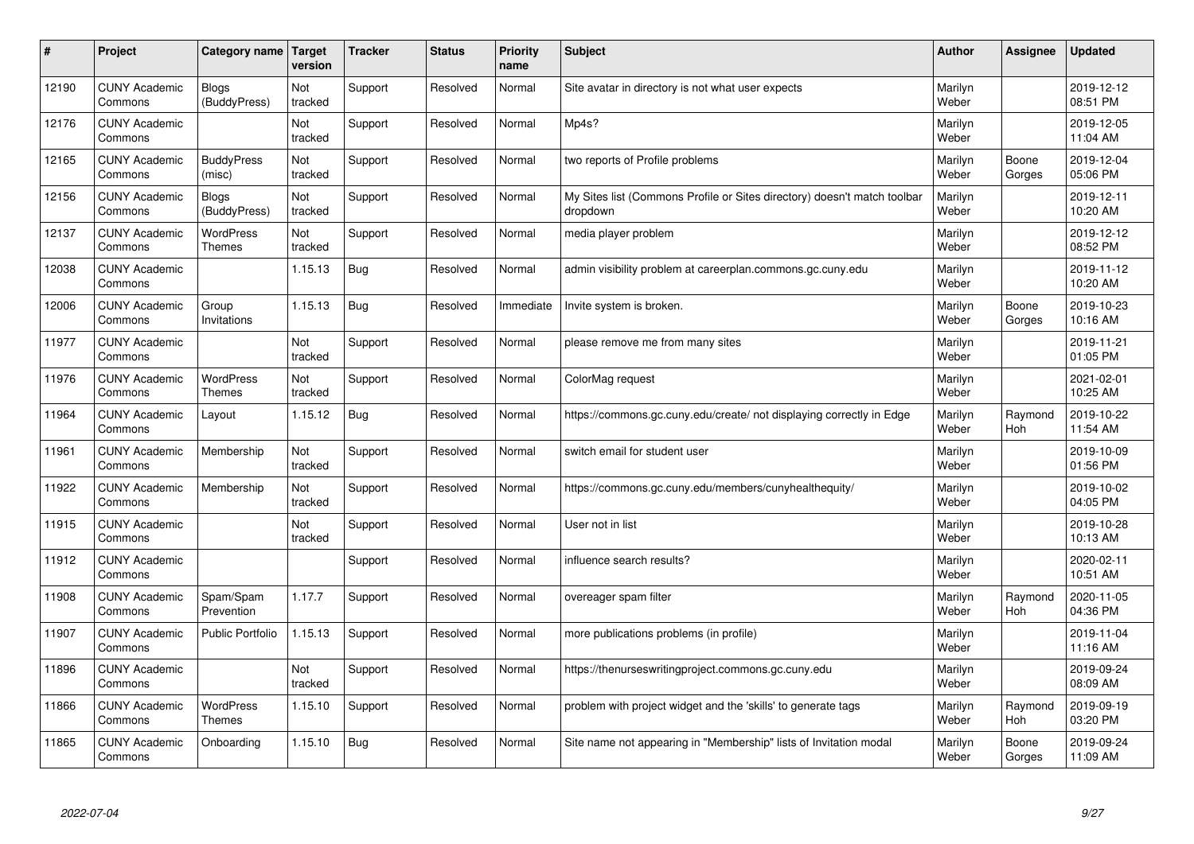| # | Project | Category name | Target version | Tracker | Status | Priority name | Subject | Author | Assignee | Updated |
|---|---|---|---|---|---|---|---|---|---|---|
| 12190 | CUNY Academic Commons | Blogs (BuddyPress) | Not tracked | Support | Resolved | Normal | Site avatar in directory is not what user expects | Marilyn Weber | | 2019-12-12 08:51 PM |
| 12176 | CUNY Academic Commons | | Not tracked | Support | Resolved | Normal | Mp4s? | Marilyn Weber | | 2019-12-05 11:04 AM |
| 12165 | CUNY Academic Commons | BuddyPress (misc) | Not tracked | Support | Resolved | Normal | two reports of Profile problems | Marilyn Weber | Boone Gorges | 2019-12-04 05:06 PM |
| 12156 | CUNY Academic Commons | Blogs (BuddyPress) | Not tracked | Support | Resolved | Normal | My Sites list (Commons Profile or Sites directory) doesn't match toolbar dropdown | Marilyn Weber | | 2019-12-11 10:20 AM |
| 12137 | CUNY Academic Commons | WordPress Themes | Not tracked | Support | Resolved | Normal | media player problem | Marilyn Weber | | 2019-12-12 08:52 PM |
| 12038 | CUNY Academic Commons | | 1.15.13 | Bug | Resolved | Normal | admin visibility problem at careerplan.commons.gc.cuny.edu | Marilyn Weber | | 2019-11-12 10:20 AM |
| 12006 | CUNY Academic Commons | Group Invitations | 1.15.13 | Bug | Resolved | Immediate | Invite system is broken. | Marilyn Weber | Boone Gorges | 2019-10-23 10:16 AM |
| 11977 | CUNY Academic Commons | | Not tracked | Support | Resolved | Normal | please remove me from many sites | Marilyn Weber | | 2019-11-21 01:05 PM |
| 11976 | CUNY Academic Commons | WordPress Themes | Not tracked | Support | Resolved | Normal | ColorMag request | Marilyn Weber | | 2021-02-01 10:25 AM |
| 11964 | CUNY Academic Commons | Layout | 1.15.12 | Bug | Resolved | Normal | https://commons.gc.cuny.edu/create/ not displaying correctly in Edge | Marilyn Weber | Raymond Hoh | 2019-10-22 11:54 AM |
| 11961 | CUNY Academic Commons | Membership | Not tracked | Support | Resolved | Normal | switch email for student user | Marilyn Weber | | 2019-10-09 01:56 PM |
| 11922 | CUNY Academic Commons | Membership | Not tracked | Support | Resolved | Normal | https://commons.gc.cuny.edu/members/cunyhealthequity/ | Marilyn Weber | | 2019-10-02 04:05 PM |
| 11915 | CUNY Academic Commons | | Not tracked | Support | Resolved | Normal | User not in list | Marilyn Weber | | 2019-10-28 10:13 AM |
| 11912 | CUNY Academic Commons | | | Support | Resolved | Normal | influence search results? | Marilyn Weber | | 2020-02-11 10:51 AM |
| 11908 | CUNY Academic Commons | Spam/Spam Prevention | 1.17.7 | Support | Resolved | Normal | overeager spam filter | Marilyn Weber | Raymond Hoh | 2020-11-05 04:36 PM |
| 11907 | CUNY Academic Commons | Public Portfolio | 1.15.13 | Support | Resolved | Normal | more publications problems (in profile) | Marilyn Weber | | 2019-11-04 11:16 AM |
| 11896 | CUNY Academic Commons | | Not tracked | Support | Resolved | Normal | https://thenurseswritingproject.commons.gc.cuny.edu | Marilyn Weber | | 2019-09-24 08:09 AM |
| 11866 | CUNY Academic Commons | WordPress Themes | 1.15.10 | Support | Resolved | Normal | problem with project widget and the 'skills' to generate tags | Marilyn Weber | Raymond Hoh | 2019-09-19 03:20 PM |
| 11865 | CUNY Academic Commons | Onboarding | 1.15.10 | Bug | Resolved | Normal | Site name not appearing in "Membership" lists of Invitation modal | Marilyn Weber | Boone Gorges | 2019-09-24 11:09 AM |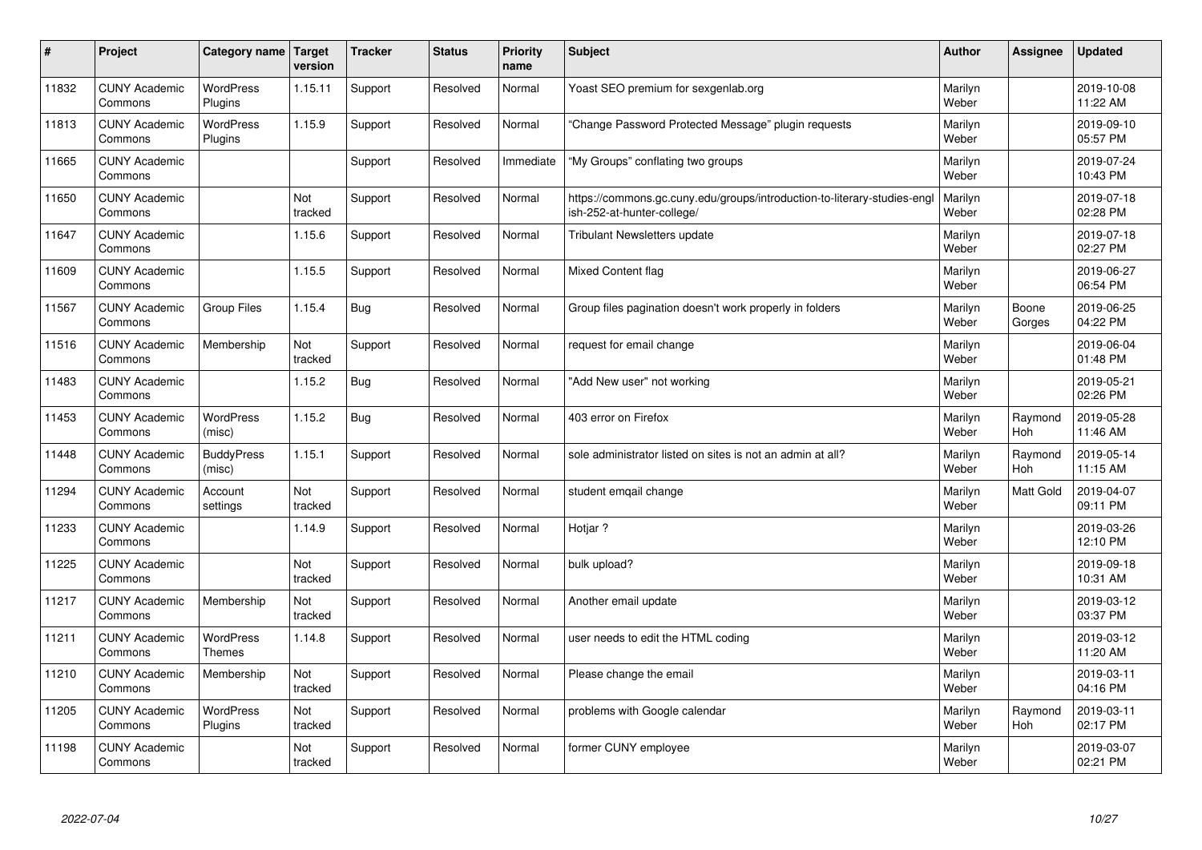| # | Project | Category name | Target version | Tracker | Status | Priority name | Subject | Author | Assignee | Updated |
|---|---|---|---|---|---|---|---|---|---|---|
| 11832 | CUNY Academic Commons | WordPress Plugins | 1.15.11 | Support | Resolved | Normal | Yoast SEO premium for sexgenlab.org | Marilyn Weber | | 2019-10-08 11:22 AM |
| 11813 | CUNY Academic Commons | WordPress Plugins | 1.15.9 | Support | Resolved | Normal | "Change Password Protected Message" plugin requests | Marilyn Weber | | 2019-09-10 05:57 PM |
| 11665 | CUNY Academic Commons | | | Support | Resolved | Immediate | "My Groups" conflating two groups | Marilyn Weber | | 2019-07-24 10:43 PM |
| 11650 | CUNY Academic Commons | | Not tracked | Support | Resolved | Normal | https://commons.gc.cuny.edu/groups/introduction-to-literary-studies-english-252-at-hunter-college/ | Marilyn Weber | | 2019-07-18 02:28 PM |
| 11647 | CUNY Academic Commons | | 1.15.6 | Support | Resolved | Normal | Tribulant Newsletters update | Marilyn Weber | | 2019-07-18 02:27 PM |
| 11609 | CUNY Academic Commons | | 1.15.5 | Support | Resolved | Normal | Mixed Content flag | Marilyn Weber | | 2019-06-27 06:54 PM |
| 11567 | CUNY Academic Commons | Group Files | 1.15.4 | Bug | Resolved | Normal | Group files pagination doesn't work properly in folders | Marilyn Weber | Boone Gorges | 2019-06-25 04:22 PM |
| 11516 | CUNY Academic Commons | Membership | Not tracked | Support | Resolved | Normal | request for email change | Marilyn Weber | | 2019-06-04 01:48 PM |
| 11483 | CUNY Academic Commons | | 1.15.2 | Bug | Resolved | Normal | "Add New user" not working | Marilyn Weber | | 2019-05-21 02:26 PM |
| 11453 | CUNY Academic Commons | WordPress (misc) | 1.15.2 | Bug | Resolved | Normal | 403 error on Firefox | Marilyn Weber | Raymond Hoh | 2019-05-28 11:46 AM |
| 11448 | CUNY Academic Commons | BuddyPress (misc) | 1.15.1 | Support | Resolved | Normal | sole administrator listed on sites is not an admin at all? | Marilyn Weber | Raymond Hoh | 2019-05-14 11:15 AM |
| 11294 | CUNY Academic Commons | Account settings | Not tracked | Support | Resolved | Normal | student emqail change | Marilyn Weber | Matt Gold | 2019-04-07 09:11 PM |
| 11233 | CUNY Academic Commons | | 1.14.9 | Support | Resolved | Normal | Hotjar ? | Marilyn Weber | | 2019-03-26 12:10 PM |
| 11225 | CUNY Academic Commons | | Not tracked | Support | Resolved | Normal | bulk upload? | Marilyn Weber | | 2019-09-18 10:31 AM |
| 11217 | CUNY Academic Commons | Membership | Not tracked | Support | Resolved | Normal | Another email update | Marilyn Weber | | 2019-03-12 03:37 PM |
| 11211 | CUNY Academic Commons | WordPress Themes | 1.14.8 | Support | Resolved | Normal | user needs to edit the HTML coding | Marilyn Weber | | 2019-03-12 11:20 AM |
| 11210 | CUNY Academic Commons | Membership | Not tracked | Support | Resolved | Normal | Please change the email | Marilyn Weber | | 2019-03-11 04:16 PM |
| 11205 | CUNY Academic Commons | WordPress Plugins | Not tracked | Support | Resolved | Normal | problems with Google calendar | Marilyn Weber | Raymond Hoh | 2019-03-11 02:17 PM |
| 11198 | CUNY Academic Commons | | Not tracked | Support | Resolved | Normal | former CUNY employee | Marilyn Weber | | 2019-03-07 02:21 PM |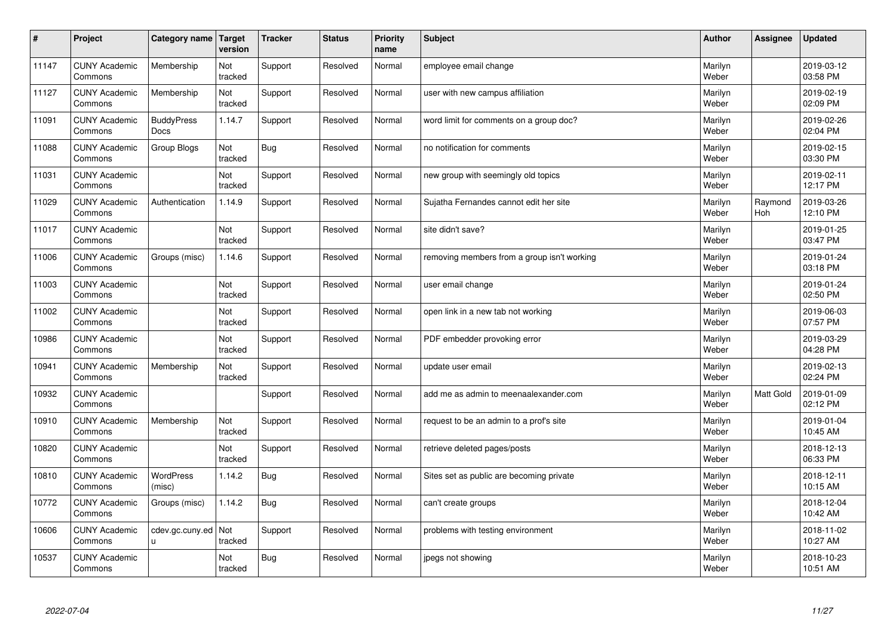| # | Project | Category name | Target version | Tracker | Status | Priority name | Subject | Author | Assignee | Updated |
|---|---|---|---|---|---|---|---|---|---|---|
| 11147 | CUNY Academic Commons | Membership | Not tracked | Support | Resolved | Normal | employee email change | Marilyn Weber | | 2019-03-12 03:58 PM |
| 11127 | CUNY Academic Commons | Membership | Not tracked | Support | Resolved | Normal | user with new campus affiliation | Marilyn Weber | | 2019-02-19 02:09 PM |
| 11091 | CUNY Academic Commons | BuddyPress Docs | 1.14.7 | Support | Resolved | Normal | word limit for comments on a group doc? | Marilyn Weber | | 2019-02-26 02:04 PM |
| 11088 | CUNY Academic Commons | Group Blogs | Not tracked | Bug | Resolved | Normal | no notification for comments | Marilyn Weber | | 2019-02-15 03:30 PM |
| 11031 | CUNY Academic Commons | | Not tracked | Support | Resolved | Normal | new group with seemingly old topics | Marilyn Weber | | 2019-02-11 12:17 PM |
| 11029 | CUNY Academic Commons | Authentication | 1.14.9 | Support | Resolved | Normal | Sujatha Fernandes cannot edit her site | Marilyn Weber | Raymond Hoh | 2019-03-26 12:10 PM |
| 11017 | CUNY Academic Commons | | Not tracked | Support | Resolved | Normal | site didn't save? | Marilyn Weber | | 2019-01-25 03:47 PM |
| 11006 | CUNY Academic Commons | Groups (misc) | 1.14.6 | Support | Resolved | Normal | removing members from a group isn't working | Marilyn Weber | | 2019-01-24 03:18 PM |
| 11003 | CUNY Academic Commons | | Not tracked | Support | Resolved | Normal | user email change | Marilyn Weber | | 2019-01-24 02:50 PM |
| 11002 | CUNY Academic Commons | | Not tracked | Support | Resolved | Normal | open link in a new tab not working | Marilyn Weber | | 2019-06-03 07:57 PM |
| 10986 | CUNY Academic Commons | | Not tracked | Support | Resolved | Normal | PDF embedder provoking error | Marilyn Weber | | 2019-03-29 04:28 PM |
| 10941 | CUNY Academic Commons | Membership | Not tracked | Support | Resolved | Normal | update user email | Marilyn Weber | | 2019-02-13 02:24 PM |
| 10932 | CUNY Academic Commons | | | Support | Resolved | Normal | add me as admin to meenaalexander.com | Marilyn Weber | Matt Gold | 2019-01-09 02:12 PM |
| 10910 | CUNY Academic Commons | Membership | Not tracked | Support | Resolved | Normal | request to be an admin to a prof's site | Marilyn Weber | | 2019-01-04 10:45 AM |
| 10820 | CUNY Academic Commons | | Not tracked | Support | Resolved | Normal | retrieve deleted pages/posts | Marilyn Weber | | 2018-12-13 06:33 PM |
| 10810 | CUNY Academic Commons | WordPress (misc) | 1.14.2 | Bug | Resolved | Normal | Sites set as public are becoming private | Marilyn Weber | | 2018-12-11 10:15 AM |
| 10772 | CUNY Academic Commons | Groups (misc) | 1.14.2 | Bug | Resolved | Normal | can't create groups | Marilyn Weber | | 2018-12-04 10:42 AM |
| 10606 | CUNY Academic Commons | cdev.gc.cuny.edu | Not tracked | Support | Resolved | Normal | problems with testing environment | Marilyn Weber | | 2018-11-02 10:27 AM |
| 10537 | CUNY Academic Commons | | Not tracked | Bug | Resolved | Normal | jpegs not showing | Marilyn Weber | | 2018-10-23 10:51 AM |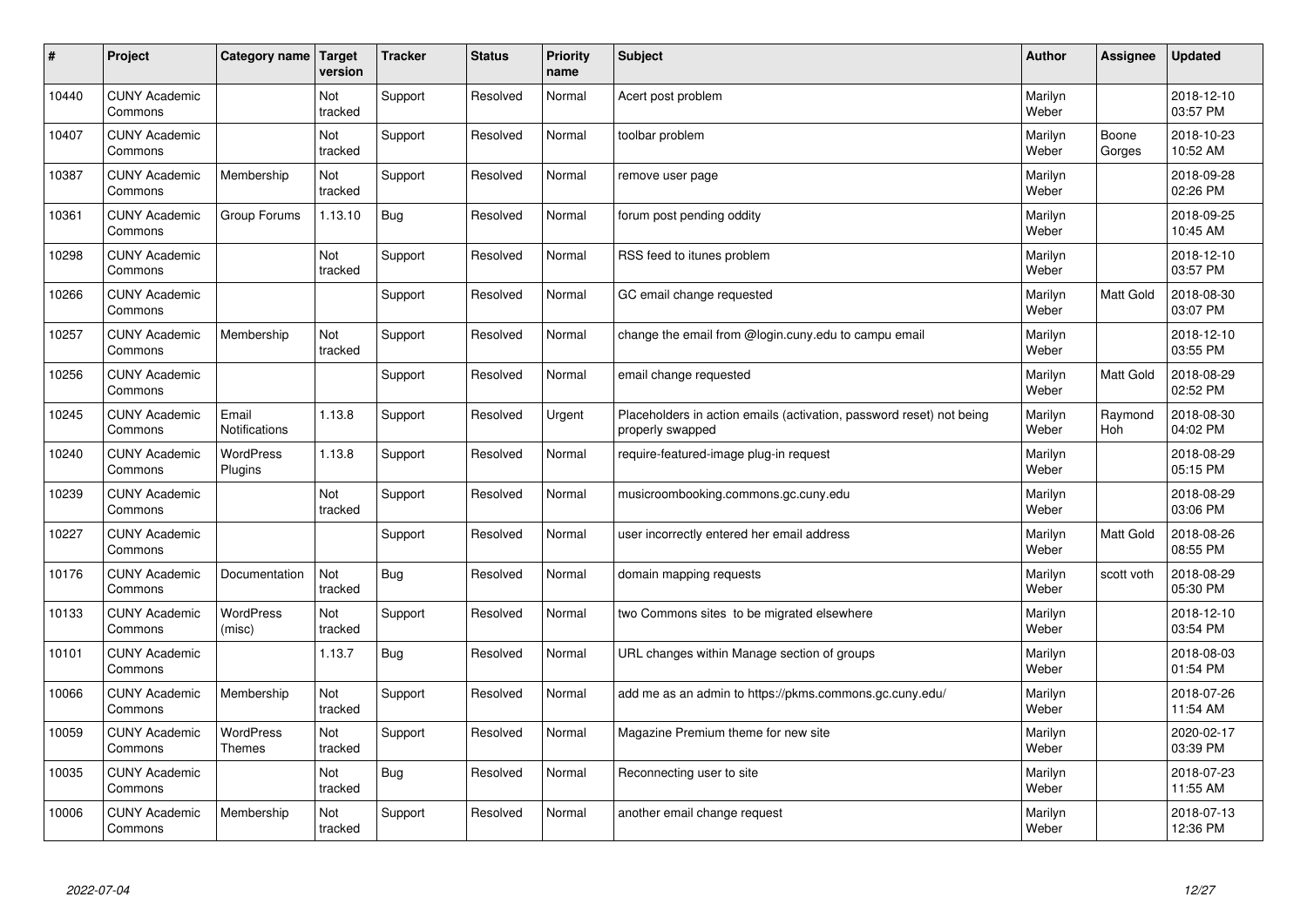| # | Project | Category name | Target version | Tracker | Status | Priority name | Subject | Author | Assignee | Updated |
|---|---|---|---|---|---|---|---|---|---|---|
| 10440 | CUNY Academic Commons | | Not tracked | Support | Resolved | Normal | Acert post problem | Marilyn Weber | | 2018-12-10 03:57 PM |
| 10407 | CUNY Academic Commons | | Not tracked | Support | Resolved | Normal | toolbar problem | Marilyn Weber | Boone Gorges | 2018-10-23 10:52 AM |
| 10387 | CUNY Academic Commons | Membership | Not tracked | Support | Resolved | Normal | remove user page | Marilyn Weber | | 2018-09-28 02:26 PM |
| 10361 | CUNY Academic Commons | Group Forums | 1.13.10 | Bug | Resolved | Normal | forum post pending oddity | Marilyn Weber | | 2018-09-25 10:45 AM |
| 10298 | CUNY Academic Commons | | Not tracked | Support | Resolved | Normal | RSS feed to itunes problem | Marilyn Weber | | 2018-12-10 03:57 PM |
| 10266 | CUNY Academic Commons | | | Support | Resolved | Normal | GC email change requested | Marilyn Weber | Matt Gold | 2018-08-30 03:07 PM |
| 10257 | CUNY Academic Commons | Membership | Not tracked | Support | Resolved | Normal | change the email from @login.cuny.edu to campu email | Marilyn Weber | | 2018-12-10 03:55 PM |
| 10256 | CUNY Academic Commons | | | Support | Resolved | Normal | email change requested | Marilyn Weber | Matt Gold | 2018-08-29 02:52 PM |
| 10245 | CUNY Academic Commons | Email Notifications | 1.13.8 | Support | Resolved | Urgent | Placeholders in action emails (activation, password reset) not being properly swapped | Marilyn Weber | Raymond Hoh | 2018-08-30 04:02 PM |
| 10240 | CUNY Academic Commons | WordPress Plugins | 1.13.8 | Support | Resolved | Normal | require-featured-image plug-in request | Marilyn Weber | | 2018-08-29 05:15 PM |
| 10239 | CUNY Academic Commons | | Not tracked | Support | Resolved | Normal | musicroombooking.commons.gc.cuny.edu | Marilyn Weber | | 2018-08-29 03:06 PM |
| 10227 | CUNY Academic Commons | | | Support | Resolved | Normal | user incorrectly entered her email address | Marilyn Weber | Matt Gold | 2018-08-26 08:55 PM |
| 10176 | CUNY Academic Commons | Documentation | Not tracked | Bug | Resolved | Normal | domain mapping requests | Marilyn Weber | scott voth | 2018-08-29 05:30 PM |
| 10133 | CUNY Academic Commons | WordPress (misc) | Not tracked | Support | Resolved | Normal | two Commons sites to be migrated elsewhere | Marilyn Weber | | 2018-12-10 03:54 PM |
| 10101 | CUNY Academic Commons | | 1.13.7 | Bug | Resolved | Normal | URL changes within Manage section of groups | Marilyn Weber | | 2018-08-03 01:54 PM |
| 10066 | CUNY Academic Commons | Membership | Not tracked | Support | Resolved | Normal | add me as an admin to https://pkms.commons.gc.cuny.edu/ | Marilyn Weber | | 2018-07-26 11:54 AM |
| 10059 | CUNY Academic Commons | WordPress Themes | Not tracked | Support | Resolved | Normal | Magazine Premium theme for new site | Marilyn Weber | | 2020-02-17 03:39 PM |
| 10035 | CUNY Academic Commons | | Not tracked | Bug | Resolved | Normal | Reconnecting user to site | Marilyn Weber | | 2018-07-23 11:55 AM |
| 10006 | CUNY Academic Commons | Membership | Not tracked | Support | Resolved | Normal | another email change request | Marilyn Weber | | 2018-07-13 12:36 PM |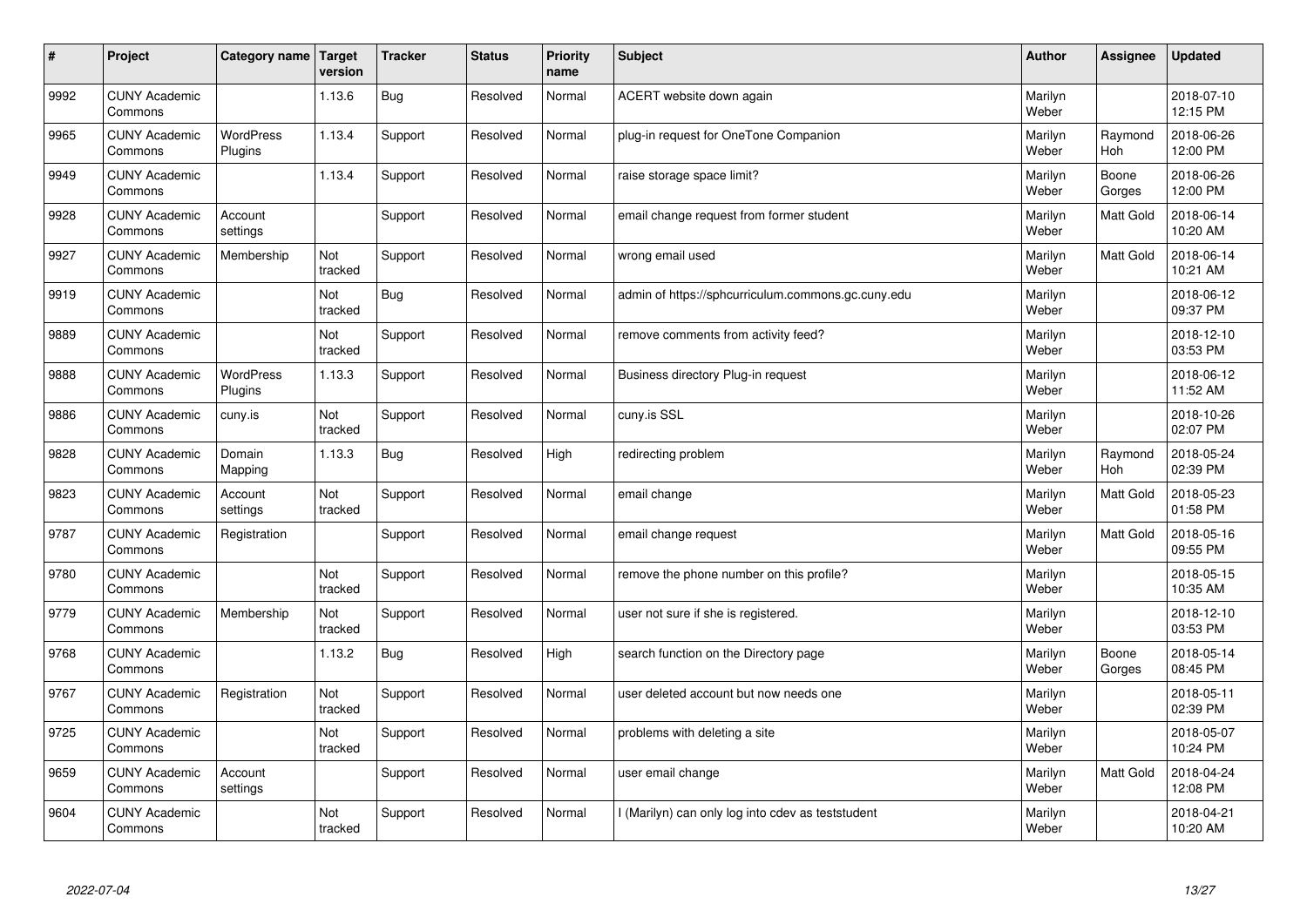| # | Project | Category name | Target version | Tracker | Status | Priority name | Subject | Author | Assignee | Updated |
|---|---|---|---|---|---|---|---|---|---|---|
| 9992 | CUNY Academic Commons | | 1.13.6 | Bug | Resolved | Normal | ACERT website down again | Marilyn Weber | | 2018-07-10 12:15 PM |
| 9965 | CUNY Academic Commons | WordPress Plugins | 1.13.4 | Support | Resolved | Normal | plug-in request for OneTone Companion | Marilyn Weber | Raymond Hoh | 2018-06-26 12:00 PM |
| 9949 | CUNY Academic Commons | | 1.13.4 | Support | Resolved | Normal | raise storage space limit? | Marilyn Weber | Boone Gorges | 2018-06-26 12:00 PM |
| 9928 | CUNY Academic Commons | Account settings | | Support | Resolved | Normal | email change request from former student | Marilyn Weber | Matt Gold | 2018-06-14 10:20 AM |
| 9927 | CUNY Academic Commons | Membership | Not tracked | Support | Resolved | Normal | wrong email used | Marilyn Weber | Matt Gold | 2018-06-14 10:21 AM |
| 9919 | CUNY Academic Commons | | Not tracked | Bug | Resolved | Normal | admin of https://sphcurriculum.commons.gc.cuny.edu | Marilyn Weber | | 2018-06-12 09:37 PM |
| 9889 | CUNY Academic Commons | | Not tracked | Support | Resolved | Normal | remove comments from activity feed? | Marilyn Weber | | 2018-12-10 03:53 PM |
| 9888 | CUNY Academic Commons | WordPress Plugins | 1.13.3 | Support | Resolved | Normal | Business directory Plug-in request | Marilyn Weber | | 2018-06-12 11:52 AM |
| 9886 | CUNY Academic Commons | cuny.is | Not tracked | Support | Resolved | Normal | cuny.is SSL | Marilyn Weber | | 2018-10-26 02:07 PM |
| 9828 | CUNY Academic Commons | Domain Mapping | 1.13.3 | Bug | Resolved | High | redirecting problem | Marilyn Weber | Raymond Hoh | 2018-05-24 02:39 PM |
| 9823 | CUNY Academic Commons | Account settings | Not tracked | Support | Resolved | Normal | email change | Marilyn Weber | Matt Gold | 2018-05-23 01:58 PM |
| 9787 | CUNY Academic Commons | Registration | | Support | Resolved | Normal | email change request | Marilyn Weber | Matt Gold | 2018-05-16 09:55 PM |
| 9780 | CUNY Academic Commons | | Not tracked | Support | Resolved | Normal | remove the phone number on this profile? | Marilyn Weber | | 2018-05-15 10:35 AM |
| 9779 | CUNY Academic Commons | Membership | Not tracked | Support | Resolved | Normal | user not sure if she is registered. | Marilyn Weber | | 2018-12-10 03:53 PM |
| 9768 | CUNY Academic Commons | | 1.13.2 | Bug | Resolved | High | search function on the Directory page | Marilyn Weber | Boone Gorges | 2018-05-14 08:45 PM |
| 9767 | CUNY Academic Commons | Registration | Not tracked | Support | Resolved | Normal | user deleted account but now needs one | Marilyn Weber | | 2018-05-11 02:39 PM |
| 9725 | CUNY Academic Commons | | Not tracked | Support | Resolved | Normal | problems with deleting a site | Marilyn Weber | | 2018-05-07 10:24 PM |
| 9659 | CUNY Academic Commons | Account settings | | Support | Resolved | Normal | user email change | Marilyn Weber | Matt Gold | 2018-04-24 12:08 PM |
| 9604 | CUNY Academic Commons | | Not tracked | Support | Resolved | Normal | I (Marilyn) can only log into cdev as teststudent | Marilyn Weber | | 2018-04-21 10:20 AM |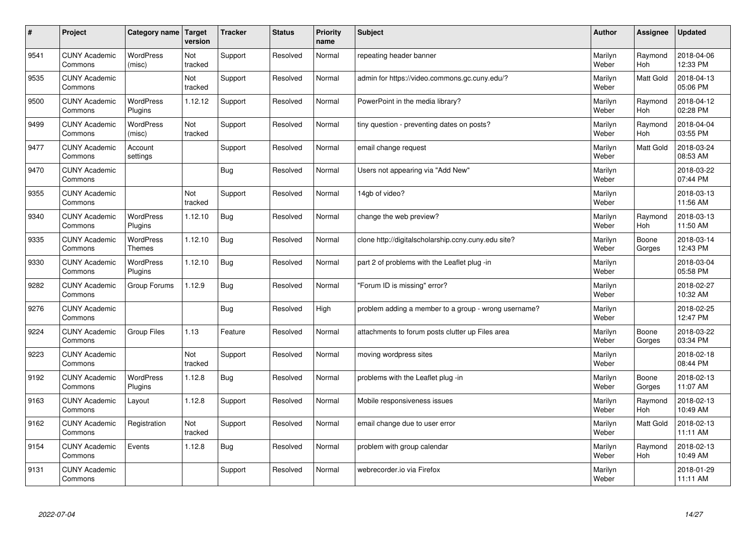| # | Project | Category name | Target version | Tracker | Status | Priority name | Subject | Author | Assignee | Updated |
|---|---|---|---|---|---|---|---|---|---|---|
| 9541 | CUNY Academic Commons | WordPress (misc) | Not tracked | Support | Resolved | Normal | repeating header banner | Marilyn Weber | Raymond Hoh | 2018-04-06 12:33 PM |
| 9535 | CUNY Academic Commons | | Not tracked | Support | Resolved | Normal | admin for https://video.commons.gc.cuny.edu/? | Marilyn Weber | Matt Gold | 2018-04-13 05:06 PM |
| 9500 | CUNY Academic Commons | WordPress Plugins | 1.12.12 | Support | Resolved | Normal | PowerPoint in the media library? | Marilyn Weber | Raymond Hoh | 2018-04-12 02:28 PM |
| 9499 | CUNY Academic Commons | WordPress (misc) | Not tracked | Support | Resolved | Normal | tiny question - preventing dates on posts? | Marilyn Weber | Raymond Hoh | 2018-04-04 03:55 PM |
| 9477 | CUNY Academic Commons | Account settings | | Support | Resolved | Normal | email change request | Marilyn Weber | Matt Gold | 2018-03-24 08:53 AM |
| 9470 | CUNY Academic Commons | | | Bug | Resolved | Normal | Users not appearing via "Add New" | Marilyn Weber | | 2018-03-22 07:44 PM |
| 9355 | CUNY Academic Commons | | Not tracked | Support | Resolved | Normal | 14gb of video? | Marilyn Weber | | 2018-03-13 11:56 AM |
| 9340 | CUNY Academic Commons | WordPress Plugins | 1.12.10 | Bug | Resolved | Normal | change the web preview? | Marilyn Weber | Raymond Hoh | 2018-03-13 11:50 AM |
| 9335 | CUNY Academic Commons | WordPress Themes | 1.12.10 | Bug | Resolved | Normal | clone http://digitalscholarship.ccny.cuny.edu site? | Marilyn Weber | Boone Gorges | 2018-03-14 12:43 PM |
| 9330 | CUNY Academic Commons | WordPress Plugins | 1.12.10 | Bug | Resolved | Normal | part 2 of problems with the Leaflet plug -in | Marilyn Weber | | 2018-03-04 05:58 PM |
| 9282 | CUNY Academic Commons | Group Forums | 1.12.9 | Bug | Resolved | Normal | "Forum ID is missing" error? | Marilyn Weber | | 2018-02-27 10:32 AM |
| 9276 | CUNY Academic Commons | | | Bug | Resolved | High | problem adding a member to a group - wrong username? | Marilyn Weber | | 2018-02-25 12:47 PM |
| 9224 | CUNY Academic Commons | Group Files | 1.13 | Feature | Resolved | Normal | attachments to forum posts clutter up Files area | Marilyn Weber | Boone Gorges | 2018-03-22 03:34 PM |
| 9223 | CUNY Academic Commons | | Not tracked | Support | Resolved | Normal | moving wordpress sites | Marilyn Weber | | 2018-02-18 08:44 PM |
| 9192 | CUNY Academic Commons | WordPress Plugins | 1.12.8 | Bug | Resolved | Normal | problems with the Leaflet plug -in | Marilyn Weber | Boone Gorges | 2018-02-13 11:07 AM |
| 9163 | CUNY Academic Commons | Layout | 1.12.8 | Support | Resolved | Normal | Mobile responsiveness issues | Marilyn Weber | Raymond Hoh | 2018-02-13 10:49 AM |
| 9162 | CUNY Academic Commons | Registration | Not tracked | Support | Resolved | Normal | email change due to user error | Marilyn Weber | Matt Gold | 2018-02-13 11:11 AM |
| 9154 | CUNY Academic Commons | Events | 1.12.8 | Bug | Resolved | Normal | problem with group calendar | Marilyn Weber | Raymond Hoh | 2018-02-13 10:49 AM |
| 9131 | CUNY Academic Commons | | | Support | Resolved | Normal | webrecorder.io via Firefox | Marilyn Weber | | 2018-01-29 11:11 AM |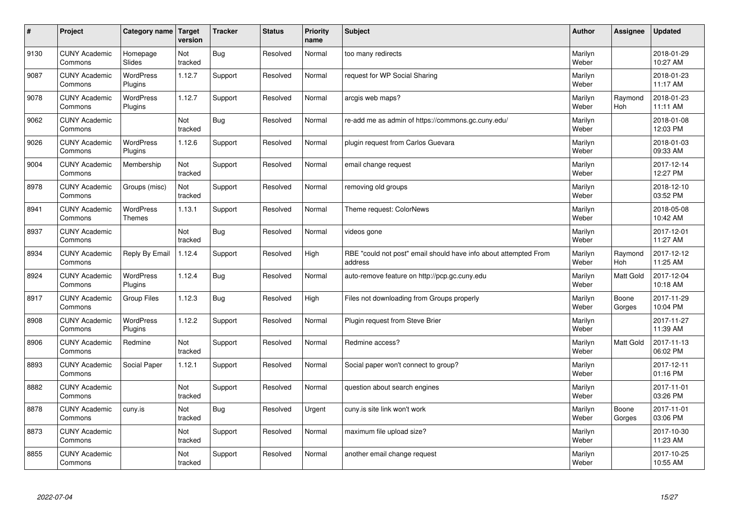| # | Project | Category name | Target version | Tracker | Status | Priority name | Subject | Author | Assignee | Updated |
|---|---|---|---|---|---|---|---|---|---|---|
| 9130 | CUNY Academic Commons | Homepage Slides | Not tracked | Bug | Resolved | Normal | too many redirects | Marilyn Weber | | 2018-01-29 10:27 AM |
| 9087 | CUNY Academic Commons | WordPress Plugins | 1.12.7 | Support | Resolved | Normal | request for WP Social Sharing | Marilyn Weber | | 2018-01-23 11:17 AM |
| 9078 | CUNY Academic Commons | WordPress Plugins | 1.12.7 | Support | Resolved | Normal | arcgis web maps? | Marilyn Weber | Raymond Hoh | 2018-01-23 11:11 AM |
| 9062 | CUNY Academic Commons | | Not tracked | Bug | Resolved | Normal | re-add me as admin of https://commons.gc.cuny.edu/ | Marilyn Weber | | 2018-01-08 12:03 PM |
| 9026 | CUNY Academic Commons | WordPress Plugins | 1.12.6 | Support | Resolved | Normal | plugin request from Carlos Guevara | Marilyn Weber | | 2018-01-03 09:33 AM |
| 9004 | CUNY Academic Commons | Membership | Not tracked | Support | Resolved | Normal | email change request | Marilyn Weber | | 2017-12-14 12:27 PM |
| 8978 | CUNY Academic Commons | Groups (misc) | Not tracked | Support | Resolved | Normal | removing old groups | Marilyn Weber | | 2018-12-10 03:52 PM |
| 8941 | CUNY Academic Commons | WordPress Themes | 1.13.1 | Support | Resolved | Normal | Theme request: ColorNews | Marilyn Weber | | 2018-05-08 10:42 AM |
| 8937 | CUNY Academic Commons | | Not tracked | Bug | Resolved | Normal | videos gone | Marilyn Weber | | 2017-12-01 11:27 AM |
| 8934 | CUNY Academic Commons | Reply By Email | 1.12.4 | Support | Resolved | High | RBE "could not post" email should have info about attempted From address | Marilyn Weber | Raymond Hoh | 2017-12-12 11:25 AM |
| 8924 | CUNY Academic Commons | WordPress Plugins | 1.12.4 | Bug | Resolved | Normal | auto-remove feature on http://pcp.gc.cuny.edu | Marilyn Weber | Matt Gold | 2017-12-04 10:18 AM |
| 8917 | CUNY Academic Commons | Group Files | 1.12.3 | Bug | Resolved | High | Files not downloading from Groups properly | Marilyn Weber | Boone Gorges | 2017-11-29 10:04 PM |
| 8908 | CUNY Academic Commons | WordPress Plugins | 1.12.2 | Support | Resolved | Normal | Plugin request from Steve Brier | Marilyn Weber | | 2017-11-27 11:39 AM |
| 8906 | CUNY Academic Commons | Redmine | Not tracked | Support | Resolved | Normal | Redmine access? | Marilyn Weber | Matt Gold | 2017-11-13 06:02 PM |
| 8893 | CUNY Academic Commons | Social Paper | 1.12.1 | Support | Resolved | Normal | Social paper won't connect to group? | Marilyn Weber | | 2017-12-11 01:16 PM |
| 8882 | CUNY Academic Commons | | Not tracked | Support | Resolved | Normal | question about search engines | Marilyn Weber | | 2017-11-01 03:26 PM |
| 8878 | CUNY Academic Commons | cuny.is | Not tracked | Bug | Resolved | Urgent | cuny.is site link won't work | Marilyn Weber | Boone Gorges | 2017-11-01 03:06 PM |
| 8873 | CUNY Academic Commons | | Not tracked | Support | Resolved | Normal | maximum file upload size? | Marilyn Weber | | 2017-10-30 11:23 AM |
| 8855 | CUNY Academic Commons | | Not tracked | Support | Resolved | Normal | another email change request | Marilyn Weber | | 2017-10-25 10:55 AM |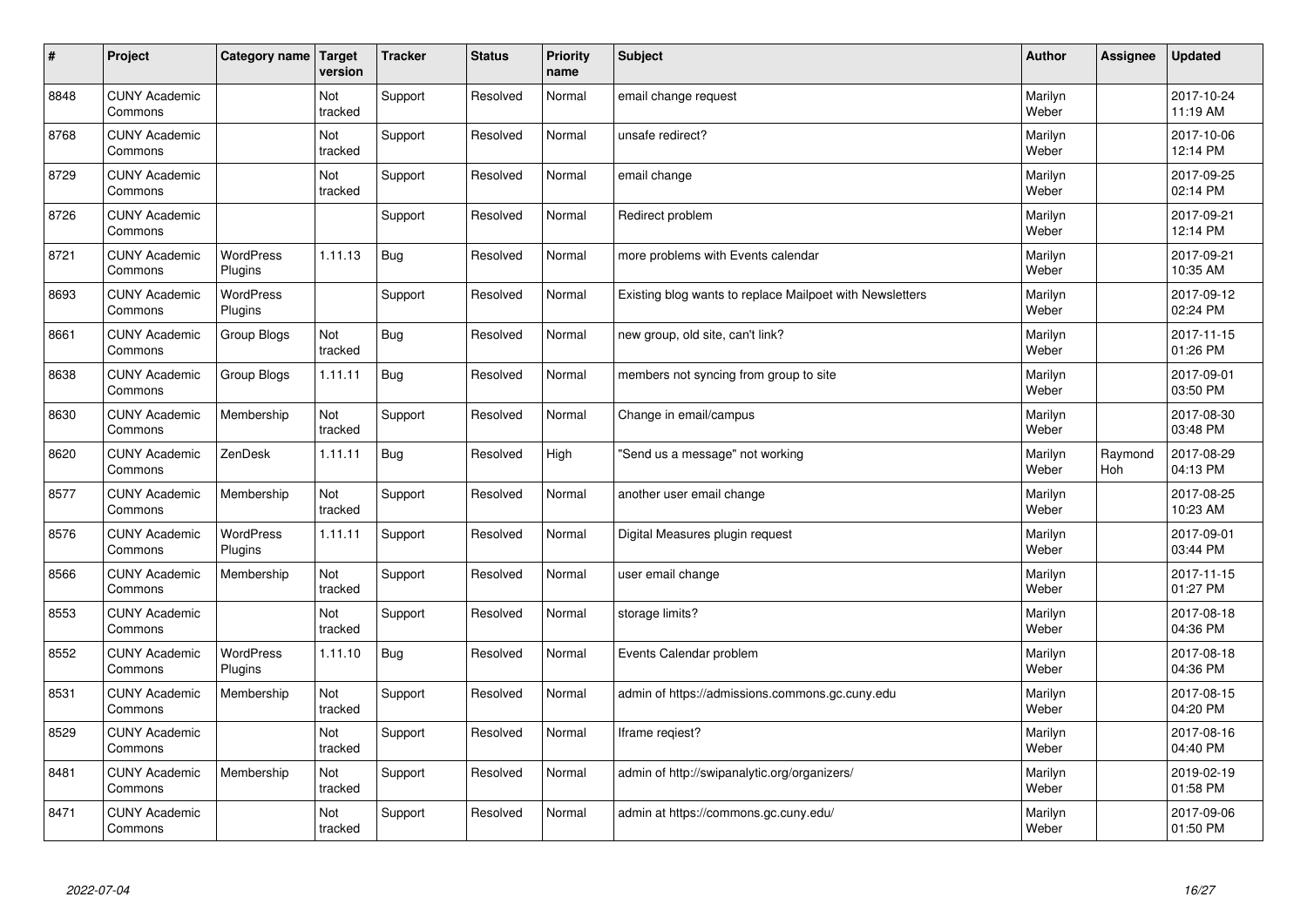| # | Project | Category name | Target version | Tracker | Status | Priority name | Subject | Author | Assignee | Updated |
|---|---|---|---|---|---|---|---|---|---|---|
| 8848 | CUNY Academic Commons | | Not tracked | Support | Resolved | Normal | email change request | Marilyn Weber | | 2017-10-24 11:19 AM |
| 8768 | CUNY Academic Commons | | Not tracked | Support | Resolved | Normal | unsafe redirect? | Marilyn Weber | | 2017-10-06 12:14 PM |
| 8729 | CUNY Academic Commons | | Not tracked | Support | Resolved | Normal | email change | Marilyn Weber | | 2017-09-25 02:14 PM |
| 8726 | CUNY Academic Commons | | | Support | Resolved | Normal | Redirect problem | Marilyn Weber | | 2017-09-21 12:14 PM |
| 8721 | CUNY Academic Commons | WordPress Plugins | 1.11.13 | Bug | Resolved | Normal | more problems with Events calendar | Marilyn Weber | | 2017-09-21 10:35 AM |
| 8693 | CUNY Academic Commons | WordPress Plugins | | Support | Resolved | Normal | Existing blog wants to replace Mailpoet with Newsletters | Marilyn Weber | | 2017-09-12 02:24 PM |
| 8661 | CUNY Academic Commons | Group Blogs | Not tracked | Bug | Resolved | Normal | new group, old site, can't link? | Marilyn Weber | | 2017-11-15 01:26 PM |
| 8638 | CUNY Academic Commons | Group Blogs | 1.11.11 | Bug | Resolved | Normal | members not syncing from group to site | Marilyn Weber | | 2017-09-01 03:50 PM |
| 8630 | CUNY Academic Commons | Membership | Not tracked | Support | Resolved | Normal | Change in email/campus | Marilyn Weber | | 2017-08-30 03:48 PM |
| 8620 | CUNY Academic Commons | ZenDesk | 1.11.11 | Bug | Resolved | High | "Send us a message" not working | Marilyn Weber | Raymond Hoh | 2017-08-29 04:13 PM |
| 8577 | CUNY Academic Commons | Membership | Not tracked | Support | Resolved | Normal | another user email change | Marilyn Weber | | 2017-08-25 10:23 AM |
| 8576 | CUNY Academic Commons | WordPress Plugins | 1.11.11 | Support | Resolved | Normal | Digital Measures plugin request | Marilyn Weber | | 2017-09-01 03:44 PM |
| 8566 | CUNY Academic Commons | Membership | Not tracked | Support | Resolved | Normal | user email change | Marilyn Weber | | 2017-11-15 01:27 PM |
| 8553 | CUNY Academic Commons | | Not tracked | Support | Resolved | Normal | storage limits? | Marilyn Weber | | 2017-08-18 04:36 PM |
| 8552 | CUNY Academic Commons | WordPress Plugins | 1.11.10 | Bug | Resolved | Normal | Events Calendar problem | Marilyn Weber | | 2017-08-18 04:36 PM |
| 8531 | CUNY Academic Commons | Membership | Not tracked | Support | Resolved | Normal | admin of https://admissions.commons.gc.cuny.edu | Marilyn Weber | | 2017-08-15 04:20 PM |
| 8529 | CUNY Academic Commons | | Not tracked | Support | Resolved | Normal | Iframe reqiest? | Marilyn Weber | | 2017-08-16 04:40 PM |
| 8481 | CUNY Academic Commons | Membership | Not tracked | Support | Resolved | Normal | admin of http://swipanalytic.org/organizers/ | Marilyn Weber | | 2019-02-19 01:58 PM |
| 8471 | CUNY Academic Commons | | Not tracked | Support | Resolved | Normal | admin at https://commons.gc.cuny.edu/ | Marilyn Weber | | 2017-09-06 01:50 PM |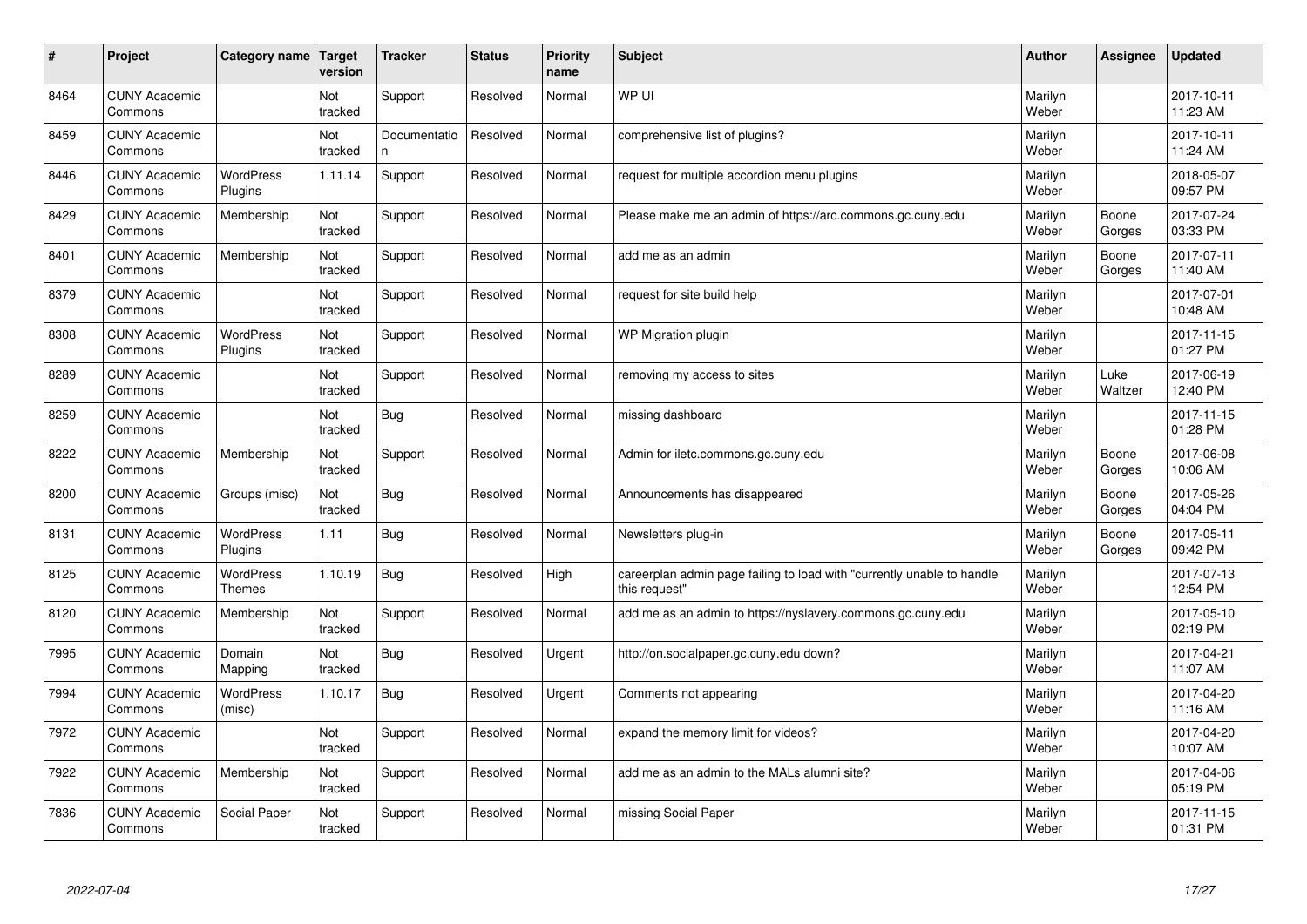| # | Project | Category name | Target version | Tracker | Status | Priority name | Subject | Author | Assignee | Updated |
|---|---|---|---|---|---|---|---|---|---|---|
| 8464 | CUNY Academic Commons | | Not tracked | Support | Resolved | Normal | WP UI | Marilyn Weber | | 2017-10-11 11:23 AM |
| 8459 | CUNY Academic Commons | | Not tracked | Documentation | Resolved | Normal | comprehensive list of plugins? | Marilyn Weber | | 2017-10-11 11:24 AM |
| 8446 | CUNY Academic Commons | WordPress Plugins | 1.11.14 | Support | Resolved | Normal | request for multiple accordion menu plugins | Marilyn Weber | | 2018-05-07 09:57 PM |
| 8429 | CUNY Academic Commons | Membership | Not tracked | Support | Resolved | Normal | Please make me an admin of https://arc.commons.gc.cuny.edu | Marilyn Weber | Boone Gorges | 2017-07-24 03:33 PM |
| 8401 | CUNY Academic Commons | Membership | Not tracked | Support | Resolved | Normal | add me as an admin | Marilyn Weber | Boone Gorges | 2017-07-11 11:40 AM |
| 8379 | CUNY Academic Commons | | Not tracked | Support | Resolved | Normal | request for site build help | Marilyn Weber | | 2017-07-01 10:48 AM |
| 8308 | CUNY Academic Commons | WordPress Plugins | Not tracked | Support | Resolved | Normal | WP Migration plugin | Marilyn Weber | | 2017-11-15 01:27 PM |
| 8289 | CUNY Academic Commons | | Not tracked | Support | Resolved | Normal | removing my access to sites | Marilyn Weber | Luke Waltzer | 2017-06-19 12:40 PM |
| 8259 | CUNY Academic Commons | | Not tracked | Bug | Resolved | Normal | missing dashboard | Marilyn Weber | | 2017-11-15 01:28 PM |
| 8222 | CUNY Academic Commons | Membership | Not tracked | Support | Resolved | Normal | Admin for iletc.commons.gc.cuny.edu | Marilyn Weber | Boone Gorges | 2017-06-08 10:06 AM |
| 8200 | CUNY Academic Commons | Groups (misc) | Not tracked | Bug | Resolved | Normal | Announcements has disappeared | Marilyn Weber | Boone Gorges | 2017-05-26 04:04 PM |
| 8131 | CUNY Academic Commons | WordPress Plugins | 1.11 | Bug | Resolved | Normal | Newsletters plug-in | Marilyn Weber | Boone Gorges | 2017-05-11 09:42 PM |
| 8125 | CUNY Academic Commons | WordPress Themes | 1.10.19 | Bug | Resolved | High | careerplan admin page failing to load with "currently unable to handle this request" | Marilyn Weber | | 2017-07-13 12:54 PM |
| 8120 | CUNY Academic Commons | Membership | Not tracked | Support | Resolved | Normal | add me as an admin to https://nyslavery.commons.gc.cuny.edu | Marilyn Weber | | 2017-05-10 02:19 PM |
| 7995 | CUNY Academic Commons | Domain Mapping | Not tracked | Bug | Resolved | Urgent | http://on.socialpaper.gc.cuny.edu down? | Marilyn Weber | | 2017-04-21 11:07 AM |
| 7994 | CUNY Academic Commons | WordPress (misc) | 1.10.17 | Bug | Resolved | Urgent | Comments not appearing | Marilyn Weber | | 2017-04-20 11:16 AM |
| 7972 | CUNY Academic Commons | | Not tracked | Support | Resolved | Normal | expand the memory limit for videos? | Marilyn Weber | | 2017-04-20 10:07 AM |
| 7922 | CUNY Academic Commons | Membership | Not tracked | Support | Resolved | Normal | add me as an admin to the MALs alumni site? | Marilyn Weber | | 2017-04-06 05:19 PM |
| 7836 | CUNY Academic Commons | Social Paper | Not tracked | Support | Resolved | Normal | missing Social Paper | Marilyn Weber | | 2017-11-15 01:31 PM |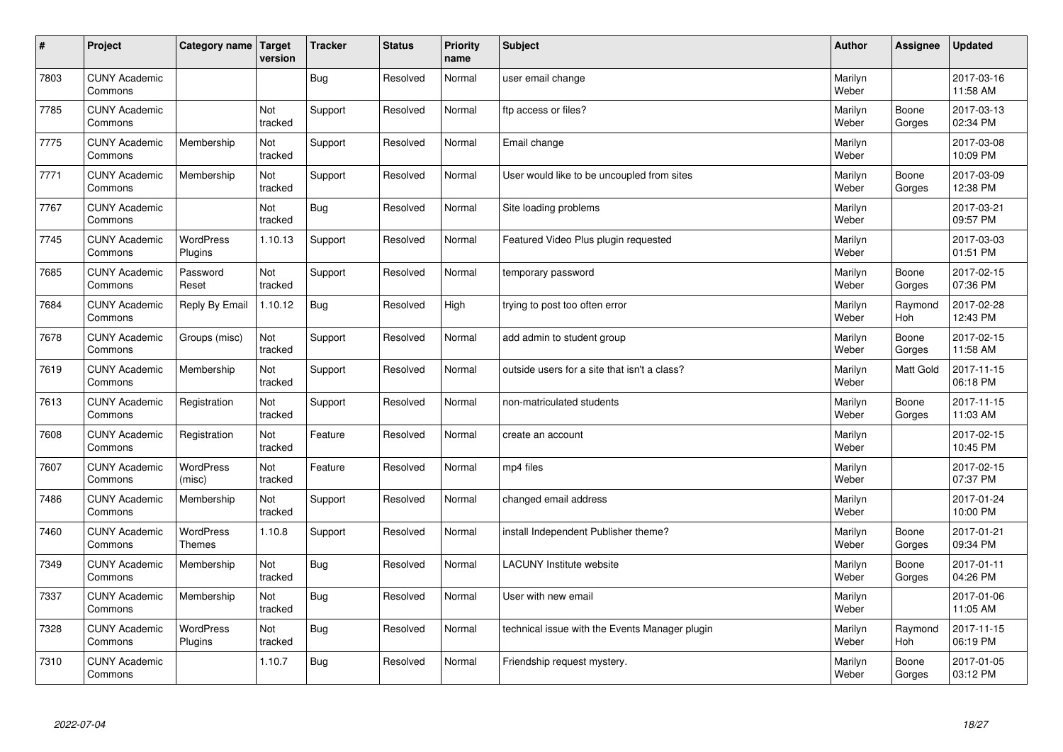| # | Project | Category name | Target version | Tracker | Status | Priority name | Subject | Author | Assignee | Updated |
|---|---|---|---|---|---|---|---|---|---|---|
| 7803 | CUNY Academic Commons | | | Bug | Resolved | Normal | user email change | Marilyn Weber | | 2017-03-16 11:58 AM |
| 7785 | CUNY Academic Commons | | Not tracked | Support | Resolved | Normal | ftp access or files? | Marilyn Weber | Boone Gorges | 2017-03-13 02:34 PM |
| 7775 | CUNY Academic Commons | Membership | Not tracked | Support | Resolved | Normal | Email change | Marilyn Weber | | 2017-03-08 10:09 PM |
| 7771 | CUNY Academic Commons | Membership | Not tracked | Support | Resolved | Normal | User would like to be uncoupled from sites | Marilyn Weber | Boone Gorges | 2017-03-09 12:38 PM |
| 7767 | CUNY Academic Commons | | Not tracked | Bug | Resolved | Normal | Site loading problems | Marilyn Weber | | 2017-03-21 09:57 PM |
| 7745 | CUNY Academic Commons | WordPress Plugins | 1.10.13 | Support | Resolved | Normal | Featured Video Plus plugin requested | Marilyn Weber | | 2017-03-03 01:51 PM |
| 7685 | CUNY Academic Commons | Password Reset | Not tracked | Support | Resolved | Normal | temporary password | Marilyn Weber | Boone Gorges | 2017-02-15 07:36 PM |
| 7684 | CUNY Academic Commons | Reply By Email | 1.10.12 | Bug | Resolved | High | trying to post too often error | Marilyn Weber | Raymond Hoh | 2017-02-28 12:43 PM |
| 7678 | CUNY Academic Commons | Groups (misc) | Not tracked | Support | Resolved | Normal | add admin to student group | Marilyn Weber | Boone Gorges | 2017-02-15 11:58 AM |
| 7619 | CUNY Academic Commons | Membership | Not tracked | Support | Resolved | Normal | outside users for a site that isn't a class? | Marilyn Weber | Matt Gold | 2017-11-15 06:18 PM |
| 7613 | CUNY Academic Commons | Registration | Not tracked | Support | Resolved | Normal | non-matriculated students | Marilyn Weber | Boone Gorges | 2017-11-15 11:03 AM |
| 7608 | CUNY Academic Commons | Registration | Not tracked | Feature | Resolved | Normal | create an account | Marilyn Weber | | 2017-02-15 10:45 PM |
| 7607 | CUNY Academic Commons | WordPress (misc) | Not tracked | Feature | Resolved | Normal | mp4 files | Marilyn Weber | | 2017-02-15 07:37 PM |
| 7486 | CUNY Academic Commons | Membership | Not tracked | Support | Resolved | Normal | changed email address | Marilyn Weber | | 2017-01-24 10:00 PM |
| 7460 | CUNY Academic Commons | WordPress Themes | 1.10.8 | Support | Resolved | Normal | install Independent Publisher theme? | Marilyn Weber | Boone Gorges | 2017-01-21 09:34 PM |
| 7349 | CUNY Academic Commons | Membership | Not tracked | Bug | Resolved | Normal | LACUNY Institute website | Marilyn Weber | Boone Gorges | 2017-01-11 04:26 PM |
| 7337 | CUNY Academic Commons | Membership | Not tracked | Bug | Resolved | Normal | User with new email | Marilyn Weber | | 2017-01-06 11:05 AM |
| 7328 | CUNY Academic Commons | WordPress Plugins | Not tracked | Bug | Resolved | Normal | technical issue with the Events Manager plugin | Marilyn Weber | Raymond Hoh | 2017-11-15 06:19 PM |
| 7310 | CUNY Academic Commons | | 1.10.7 | Bug | Resolved | Normal | Friendship request mystery. | Marilyn Weber | Boone Gorges | 2017-01-05 03:12 PM |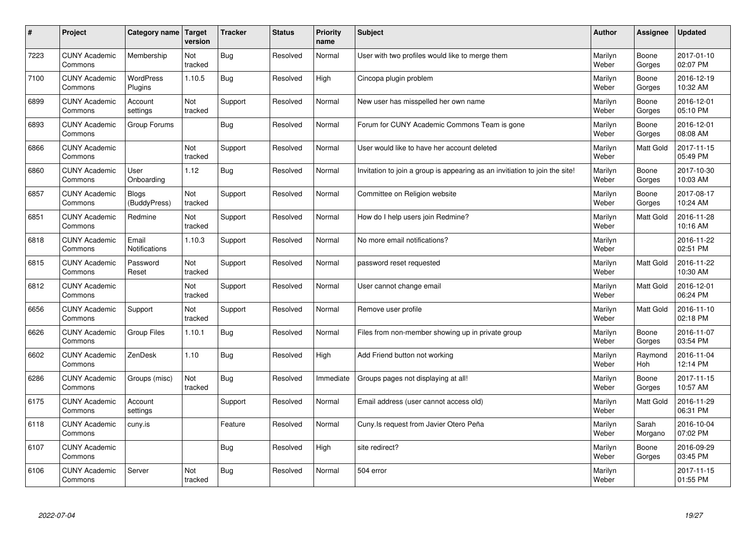| # | Project | Category name | Target version | Tracker | Status | Priority name | Subject | Author | Assignee | Updated |
|---|---|---|---|---|---|---|---|---|---|---|
| 7223 | CUNY Academic Commons | Membership | Not tracked | Bug | Resolved | Normal | User with two profiles would like to merge them | Marilyn Weber | Boone Gorges | 2017-01-10 02:07 PM |
| 7100 | CUNY Academic Commons | WordPress Plugins | 1.10.5 | Bug | Resolved | High | Cincopa plugin problem | Marilyn Weber | Boone Gorges | 2016-12-19 10:32 AM |
| 6899 | CUNY Academic Commons | Account settings | Not tracked | Support | Resolved | Normal | New user has misspelled her own name | Marilyn Weber | Boone Gorges | 2016-12-01 05:10 PM |
| 6893 | CUNY Academic Commons | Group Forums | | Bug | Resolved | Normal | Forum for CUNY Academic Commons Team is gone | Marilyn Weber | Boone Gorges | 2016-12-01 08:08 AM |
| 6866 | CUNY Academic Commons | | Not tracked | Support | Resolved | Normal | User would like to have her account deleted | Marilyn Weber | Matt Gold | 2017-11-15 05:49 PM |
| 6860 | CUNY Academic Commons | User Onboarding | 1.12 | Bug | Resolved | Normal | Invitation to join a group is appearing as an invitiation to join the site! | Marilyn Weber | Boone Gorges | 2017-10-30 10:03 AM |
| 6857 | CUNY Academic Commons | Blogs (BuddyPress) | Not tracked | Support | Resolved | Normal | Committee on Religion website | Marilyn Weber | Boone Gorges | 2017-08-17 10:24 AM |
| 6851 | CUNY Academic Commons | Redmine | Not tracked | Support | Resolved | Normal | How do I help users join Redmine? | Marilyn Weber | Matt Gold | 2016-11-28 10:16 AM |
| 6818 | CUNY Academic Commons | Email Notifications | 1.10.3 | Support | Resolved | Normal | No more email notifications? | Marilyn Weber | | 2016-11-22 02:51 PM |
| 6815 | CUNY Academic Commons | Password Reset | Not tracked | Support | Resolved | Normal | password reset requested | Marilyn Weber | Matt Gold | 2016-11-22 10:30 AM |
| 6812 | CUNY Academic Commons | | Not tracked | Support | Resolved | Normal | User cannot change email | Marilyn Weber | Matt Gold | 2016-12-01 06:24 PM |
| 6656 | CUNY Academic Commons | Support | Not tracked | Support | Resolved | Normal | Remove user profile | Marilyn Weber | Matt Gold | 2016-11-10 02:18 PM |
| 6626 | CUNY Academic Commons | Group Files | 1.10.1 | Bug | Resolved | Normal | Files from non-member showing up in private group | Marilyn Weber | Boone Gorges | 2016-11-07 03:54 PM |
| 6602 | CUNY Academic Commons | ZenDesk | 1.10 | Bug | Resolved | High | Add Friend button not working | Marilyn Weber | Raymond Hoh | 2016-11-04 12:14 PM |
| 6286 | CUNY Academic Commons | Groups (misc) | Not tracked | Bug | Resolved | Immediate | Groups pages not displaying at all! | Marilyn Weber | Boone Gorges | 2017-11-15 10:57 AM |
| 6175 | CUNY Academic Commons | Account settings | | Support | Resolved | Normal | Email address (user cannot access old) | Marilyn Weber | Matt Gold | 2016-11-29 06:31 PM |
| 6118 | CUNY Academic Commons | cuny.is | | Feature | Resolved | Normal | Cuny.Is request from Javier Otero Peña | Marilyn Weber | Sarah Morgano | 2016-10-04 07:02 PM |
| 6107 | CUNY Academic Commons | | | Bug | Resolved | High | site redirect? | Marilyn Weber | Boone Gorges | 2016-09-29 03:45 PM |
| 6106 | CUNY Academic Commons | Server | Not tracked | Bug | Resolved | Normal | 504 error | Marilyn Weber | | 2017-11-15 01:55 PM |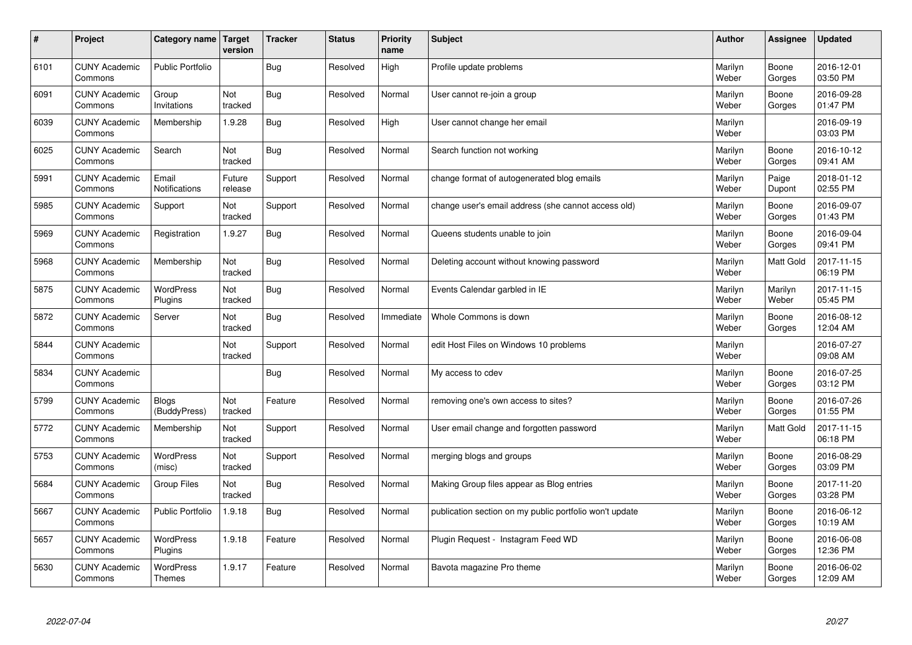| # | Project | Category name | Target version | Tracker | Status | Priority name | Subject | Author | Assignee | Updated |
|---|---|---|---|---|---|---|---|---|---|---|
| 6101 | CUNY Academic Commons | Public Portfolio | | Bug | Resolved | High | Profile update problems | Marilyn Weber | Boone Gorges | 2016-12-01 03:50 PM |
| 6091 | CUNY Academic Commons | Group Invitations | Not tracked | Bug | Resolved | Normal | User cannot re-join a group | Marilyn Weber | Boone Gorges | 2016-09-28 01:47 PM |
| 6039 | CUNY Academic Commons | Membership | 1.9.28 | Bug | Resolved | High | User cannot change her email | Marilyn Weber | | 2016-09-19 03:03 PM |
| 6025 | CUNY Academic Commons | Search | Not tracked | Bug | Resolved | Normal | Search function not working | Marilyn Weber | Boone Gorges | 2016-10-12 09:41 AM |
| 5991 | CUNY Academic Commons | Email Notifications | Future release | Support | Resolved | Normal | change format of autogenerated blog emails | Marilyn Weber | Paige Dupont | 2018-01-12 02:55 PM |
| 5985 | CUNY Academic Commons | Support | Not tracked | Support | Resolved | Normal | change user's email address (she cannot access old) | Marilyn Weber | Boone Gorges | 2016-09-07 01:43 PM |
| 5969 | CUNY Academic Commons | Registration | 1.9.27 | Bug | Resolved | Normal | Queens students unable to join | Marilyn Weber | Boone Gorges | 2016-09-04 09:41 PM |
| 5968 | CUNY Academic Commons | Membership | Not tracked | Bug | Resolved | Normal | Deleting account without knowing password | Marilyn Weber | Matt Gold | 2017-11-15 06:19 PM |
| 5875 | CUNY Academic Commons | WordPress Plugins | Not tracked | Bug | Resolved | Normal | Events Calendar garbled in IE | Marilyn Weber | Marilyn Weber | 2017-11-15 05:45 PM |
| 5872 | CUNY Academic Commons | Server | Not tracked | Bug | Resolved | Immediate | Whole Commons is down | Marilyn Weber | Boone Gorges | 2016-08-12 12:04 AM |
| 5844 | CUNY Academic Commons | | Not tracked | Support | Resolved | Normal | edit Host Files on Windows 10 problems | Marilyn Weber | | 2016-07-27 09:08 AM |
| 5834 | CUNY Academic Commons | | | Bug | Resolved | Normal | My access to cdev | Marilyn Weber | Boone Gorges | 2016-07-25 03:12 PM |
| 5799 | CUNY Academic Commons | Blogs (BuddyPress) | Not tracked | Feature | Resolved | Normal | removing one's own access to sites? | Marilyn Weber | Boone Gorges | 2016-07-26 01:55 PM |
| 5772 | CUNY Academic Commons | Membership | Not tracked | Support | Resolved | Normal | User email change and forgotten password | Marilyn Weber | Matt Gold | 2017-11-15 06:18 PM |
| 5753 | CUNY Academic Commons | WordPress (misc) | Not tracked | Support | Resolved | Normal | merging blogs and groups | Marilyn Weber | Boone Gorges | 2016-08-29 03:09 PM |
| 5684 | CUNY Academic Commons | Group Files | Not tracked | Bug | Resolved | Normal | Making Group files appear as Blog entries | Marilyn Weber | Boone Gorges | 2017-11-20 03:28 PM |
| 5667 | CUNY Academic Commons | Public Portfolio | 1.9.18 | Bug | Resolved | Normal | publication section on my public portfolio won't update | Marilyn Weber | Boone Gorges | 2016-06-12 10:19 AM |
| 5657 | CUNY Academic Commons | WordPress Plugins | 1.9.18 | Feature | Resolved | Normal | Plugin Request - Instagram Feed WD | Marilyn Weber | Boone Gorges | 2016-06-08 12:36 PM |
| 5630 | CUNY Academic Commons | WordPress Themes | 1.9.17 | Feature | Resolved | Normal | Bavota magazine Pro theme | Marilyn Weber | Boone Gorges | 2016-06-02 12:09 AM |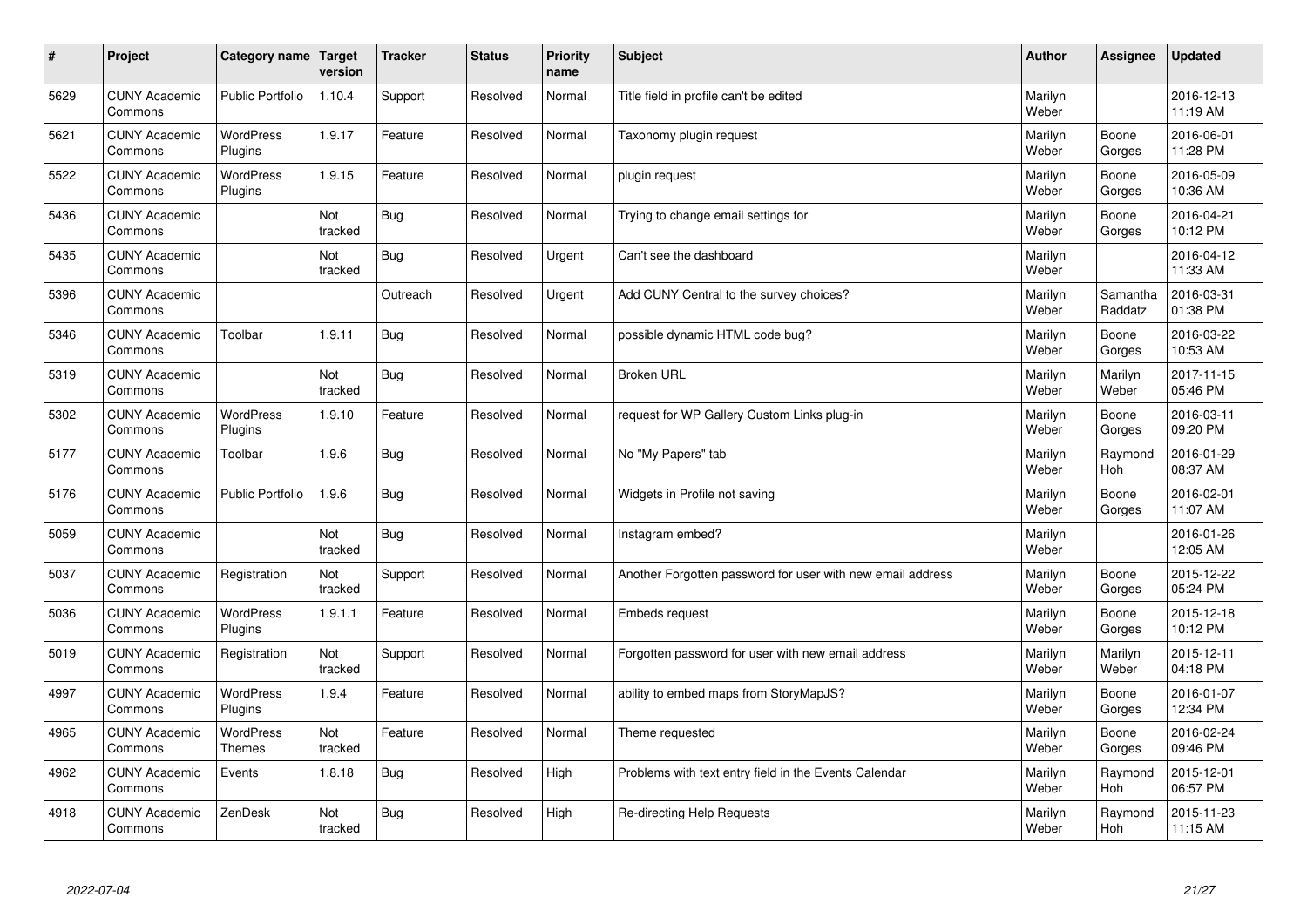| # | Project | Category name | Target version | Tracker | Status | Priority name | Subject | Author | Assignee | Updated |
|---|---|---|---|---|---|---|---|---|---|---|
| 5629 | CUNY Academic Commons | Public Portfolio | 1.10.4 | Support | Resolved | Normal | Title field in profile can't be edited | Marilyn Weber | | 2016-12-13 11:19 AM |
| 5621 | CUNY Academic Commons | WordPress Plugins | 1.9.17 | Feature | Resolved | Normal | Taxonomy plugin request | Marilyn Weber | Boone Gorges | 2016-06-01 11:28 PM |
| 5522 | CUNY Academic Commons | WordPress Plugins | 1.9.15 | Feature | Resolved | Normal | plugin request | Marilyn Weber | Boone Gorges | 2016-05-09 10:36 AM |
| 5436 | CUNY Academic Commons | | Not tracked | Bug | Resolved | Normal | Trying to change email settings for | Marilyn Weber | Boone Gorges | 2016-04-21 10:12 PM |
| 5435 | CUNY Academic Commons | | Not tracked | Bug | Resolved | Urgent | Can't see the dashboard | Marilyn Weber | | 2016-04-12 11:33 AM |
| 5396 | CUNY Academic Commons | | | Outreach | Resolved | Urgent | Add CUNY Central to the survey choices? | Marilyn Weber | Samantha Raddatz | 2016-03-31 01:38 PM |
| 5346 | CUNY Academic Commons | Toolbar | 1.9.11 | Bug | Resolved | Normal | possible dynamic HTML code bug? | Marilyn Weber | Boone Gorges | 2016-03-22 10:53 AM |
| 5319 | CUNY Academic Commons | | Not tracked | Bug | Resolved | Normal | Broken URL | Marilyn Weber | Marilyn Weber | 2017-11-15 05:46 PM |
| 5302 | CUNY Academic Commons | WordPress Plugins | 1.9.10 | Feature | Resolved | Normal | request for WP Gallery Custom Links plug-in | Marilyn Weber | Boone Gorges | 2016-03-11 09:20 PM |
| 5177 | CUNY Academic Commons | Toolbar | 1.9.6 | Bug | Resolved | Normal | No "My Papers" tab | Marilyn Weber | Raymond Hoh | 2016-01-29 08:37 AM |
| 5176 | CUNY Academic Commons | Public Portfolio | 1.9.6 | Bug | Resolved | Normal | Widgets in Profile not saving | Marilyn Weber | Boone Gorges | 2016-02-01 11:07 AM |
| 5059 | CUNY Academic Commons | | Not tracked | Bug | Resolved | Normal | Instagram embed? | Marilyn Weber | | 2016-01-26 12:05 AM |
| 5037 | CUNY Academic Commons | Registration | Not tracked | Support | Resolved | Normal | Another Forgotten password for user with new email address | Marilyn Weber | Boone Gorges | 2015-12-22 05:24 PM |
| 5036 | CUNY Academic Commons | WordPress Plugins | 1.9.1.1 | Feature | Resolved | Normal | Embeds request | Marilyn Weber | Boone Gorges | 2015-12-18 10:12 PM |
| 5019 | CUNY Academic Commons | Registration | Not tracked | Support | Resolved | Normal | Forgotten password for user with new email address | Marilyn Weber | Marilyn Weber | 2015-12-11 04:18 PM |
| 4997 | CUNY Academic Commons | WordPress Plugins | 1.9.4 | Feature | Resolved | Normal | ability to embed maps from StoryMapJS? | Marilyn Weber | Boone Gorges | 2016-01-07 12:34 PM |
| 4965 | CUNY Academic Commons | WordPress Themes | Not tracked | Feature | Resolved | Normal | Theme requested | Marilyn Weber | Boone Gorges | 2016-02-24 09:46 PM |
| 4962 | CUNY Academic Commons | Events | 1.8.18 | Bug | Resolved | High | Problems with text entry field in the Events Calendar | Marilyn Weber | Raymond Hoh | 2015-12-01 06:57 PM |
| 4918 | CUNY Academic Commons | ZenDesk | Not tracked | Bug | Resolved | High | Re-directing Help Requests | Marilyn Weber | Raymond Hoh | 2015-11-23 11:15 AM |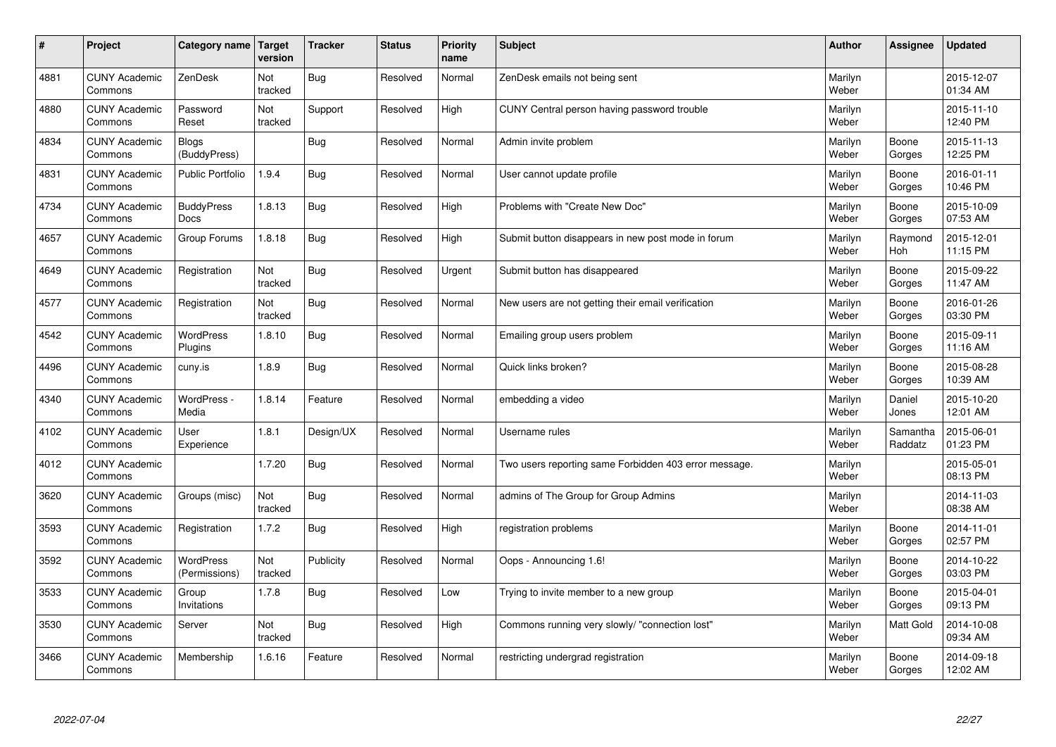| # | Project | Category name | Target version | Tracker | Status | Priority name | Subject | Author | Assignee | Updated |
|---|---|---|---|---|---|---|---|---|---|---|
| 4881 | CUNY Academic Commons | ZenDesk | Not tracked | Bug | Resolved | Normal | ZenDesk emails not being sent | Marilyn Weber | | 2015-12-07 01:34 AM |
| 4880 | CUNY Academic Commons | Password Reset | Not tracked | Support | Resolved | High | CUNY Central person having password trouble | Marilyn Weber | | 2015-11-10 12:40 PM |
| 4834 | CUNY Academic Commons | Blogs (BuddyPress) | | Bug | Resolved | Normal | Admin invite problem | Marilyn Weber | Boone Gorges | 2015-11-13 12:25 PM |
| 4831 | CUNY Academic Commons | Public Portfolio | 1.9.4 | Bug | Resolved | Normal | User cannot update profile | Marilyn Weber | Boone Gorges | 2016-01-11 10:46 PM |
| 4734 | CUNY Academic Commons | BuddyPress Docs | 1.8.13 | Bug | Resolved | High | Problems with "Create New Doc" | Marilyn Weber | Boone Gorges | 2015-10-09 07:53 AM |
| 4657 | CUNY Academic Commons | Group Forums | 1.8.18 | Bug | Resolved | High | Submit button disappears in new post mode in forum | Marilyn Weber | Raymond Hoh | 2015-12-01 11:15 PM |
| 4649 | CUNY Academic Commons | Registration | Not tracked | Bug | Resolved | Urgent | Submit button has disappeared | Marilyn Weber | Boone Gorges | 2015-09-22 11:47 AM |
| 4577 | CUNY Academic Commons | Registration | Not tracked | Bug | Resolved | Normal | New users are not getting their email verification | Marilyn Weber | Boone Gorges | 2016-01-26 03:30 PM |
| 4542 | CUNY Academic Commons | WordPress Plugins | 1.8.10 | Bug | Resolved | Normal | Emailing group users problem | Marilyn Weber | Boone Gorges | 2015-09-11 11:16 AM |
| 4496 | CUNY Academic Commons | cuny.is | 1.8.9 | Bug | Resolved | Normal | Quick links broken? | Marilyn Weber | Boone Gorges | 2015-08-28 10:39 AM |
| 4340 | CUNY Academic Commons | WordPress - Media | 1.8.14 | Feature | Resolved | Normal | embedding a video | Marilyn Weber | Daniel Jones | 2015-10-20 12:01 AM |
| 4102 | CUNY Academic Commons | User Experience | 1.8.1 | Design/UX | Resolved | Normal | Username rules | Marilyn Weber | Samantha Raddatz | 2015-06-01 01:23 PM |
| 4012 | CUNY Academic Commons | | 1.7.20 | Bug | Resolved | Normal | Two users reporting same Forbidden 403 error message. | Marilyn Weber | | 2015-05-01 08:13 PM |
| 3620 | CUNY Academic Commons | Groups (misc) | Not tracked | Bug | Resolved | Normal | admins of The Group for Group Admins | Marilyn Weber | | 2014-11-03 08:38 AM |
| 3593 | CUNY Academic Commons | Registration | 1.7.2 | Bug | Resolved | High | registration problems | Marilyn Weber | Boone Gorges | 2014-11-01 02:57 PM |
| 3592 | CUNY Academic Commons | WordPress (Permissions) | Not tracked | Publicity | Resolved | Normal | Oops - Announcing 1.6! | Marilyn Weber | Boone Gorges | 2014-10-22 03:03 PM |
| 3533 | CUNY Academic Commons | Group Invitations | 1.7.8 | Bug | Resolved | Low | Trying to invite member to a new group | Marilyn Weber | Boone Gorges | 2015-04-01 09:13 PM |
| 3530 | CUNY Academic Commons | Server | Not tracked | Bug | Resolved | High | Commons running very slowly/ "connection lost" | Marilyn Weber | Matt Gold | 2014-10-08 09:34 AM |
| 3466 | CUNY Academic Commons | Membership | 1.6.16 | Feature | Resolved | Normal | restricting undergrad registration | Marilyn Weber | Boone Gorges | 2014-09-18 12:02 AM |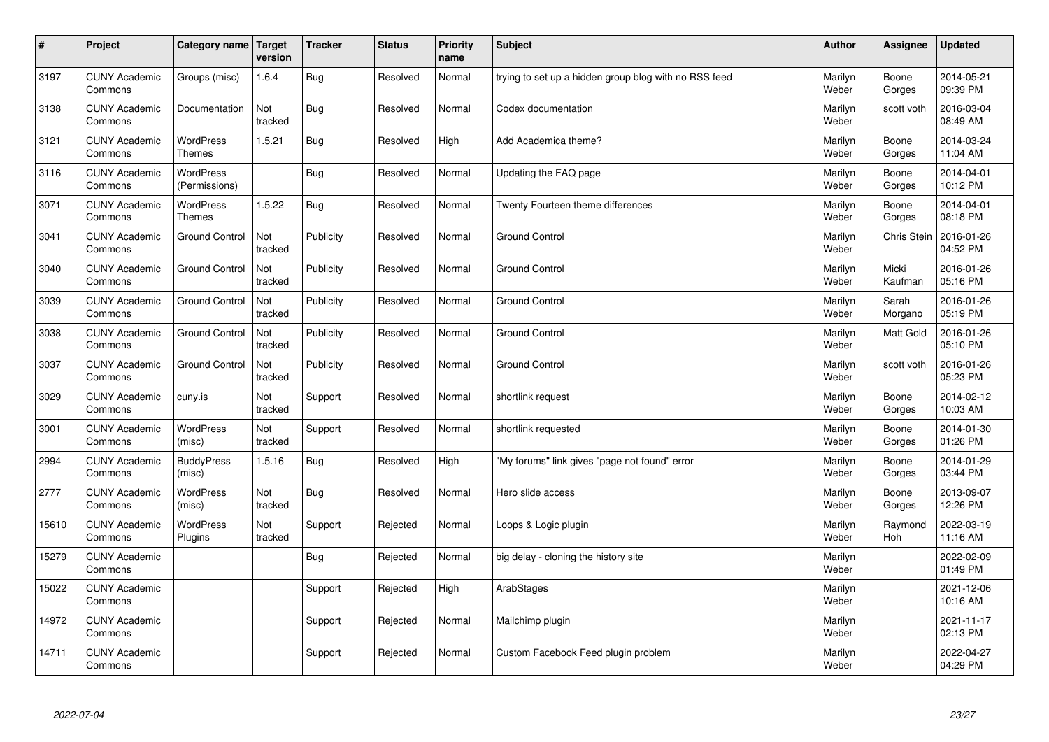| # | Project | Category name | Target version | Tracker | Status | Priority name | Subject | Author | Assignee | Updated |
|---|---|---|---|---|---|---|---|---|---|---|
| 3197 | CUNY Academic Commons | Groups (misc) | 1.6.4 | Bug | Resolved | Normal | trying to set up a hidden group blog with no RSS feed | Marilyn Weber | Boone Gorges | 2014-05-21 09:39 PM |
| 3138 | CUNY Academic Commons | Documentation | Not tracked | Bug | Resolved | Normal | Codex documentation | Marilyn Weber | scott voth | 2016-03-04 08:49 AM |
| 3121 | CUNY Academic Commons | WordPress Themes | 1.5.21 | Bug | Resolved | High | Add Academica theme? | Marilyn Weber | Boone Gorges | 2014-03-24 11:04 AM |
| 3116 | CUNY Academic Commons | WordPress (Permissions) | | Bug | Resolved | Normal | Updating the FAQ page | Marilyn Weber | Boone Gorges | 2014-04-01 10:12 PM |
| 3071 | CUNY Academic Commons | WordPress Themes | 1.5.22 | Bug | Resolved | Normal | Twenty Fourteen theme differences | Marilyn Weber | Boone Gorges | 2014-04-01 08:18 PM |
| 3041 | CUNY Academic Commons | Ground Control | Not tracked | Publicity | Resolved | Normal | Ground Control | Marilyn Weber | Chris Stein | 2016-01-26 04:52 PM |
| 3040 | CUNY Academic Commons | Ground Control | Not tracked | Publicity | Resolved | Normal | Ground Control | Marilyn Weber | Micki Kaufman | 2016-01-26 05:16 PM |
| 3039 | CUNY Academic Commons | Ground Control | Not tracked | Publicity | Resolved | Normal | Ground Control | Marilyn Weber | Sarah Morgano | 2016-01-26 05:19 PM |
| 3038 | CUNY Academic Commons | Ground Control | Not tracked | Publicity | Resolved | Normal | Ground Control | Marilyn Weber | Matt Gold | 2016-01-26 05:10 PM |
| 3037 | CUNY Academic Commons | Ground Control | Not tracked | Publicity | Resolved | Normal | Ground Control | Marilyn Weber | scott voth | 2016-01-26 05:23 PM |
| 3029 | CUNY Academic Commons | cuny.is | Not tracked | Support | Resolved | Normal | shortlink request | Marilyn Weber | Boone Gorges | 2014-02-12 10:03 AM |
| 3001 | CUNY Academic Commons | WordPress (misc) | Not tracked | Support | Resolved | Normal | shortlink requested | Marilyn Weber | Boone Gorges | 2014-01-30 01:26 PM |
| 2994 | CUNY Academic Commons | BuddyPress (misc) | 1.5.16 | Bug | Resolved | High | "My forums" link gives "page not found" error | Marilyn Weber | Boone Gorges | 2014-01-29 03:44 PM |
| 2777 | CUNY Academic Commons | WordPress (misc) | Not tracked | Bug | Resolved | Normal | Hero slide access | Marilyn Weber | Boone Gorges | 2013-09-07 12:26 PM |
| 15610 | CUNY Academic Commons | WordPress Plugins | Not tracked | Support | Rejected | Normal | Loops & Logic plugin | Marilyn Weber | Raymond Hoh | 2022-03-19 11:16 AM |
| 15279 | CUNY Academic Commons | | | Bug | Rejected | Normal | big delay - cloning the history site | Marilyn Weber | | 2022-02-09 01:49 PM |
| 15022 | CUNY Academic Commons | | | Support | Rejected | High | ArabStages | Marilyn Weber | | 2021-12-06 10:16 AM |
| 14972 | CUNY Academic Commons | | | Support | Rejected | Normal | Mailchimp plugin | Marilyn Weber | | 2021-11-17 02:13 PM |
| 14711 | CUNY Academic Commons | | | Support | Rejected | Normal | Custom Facebook Feed plugin problem | Marilyn Weber | | 2022-04-27 04:29 PM |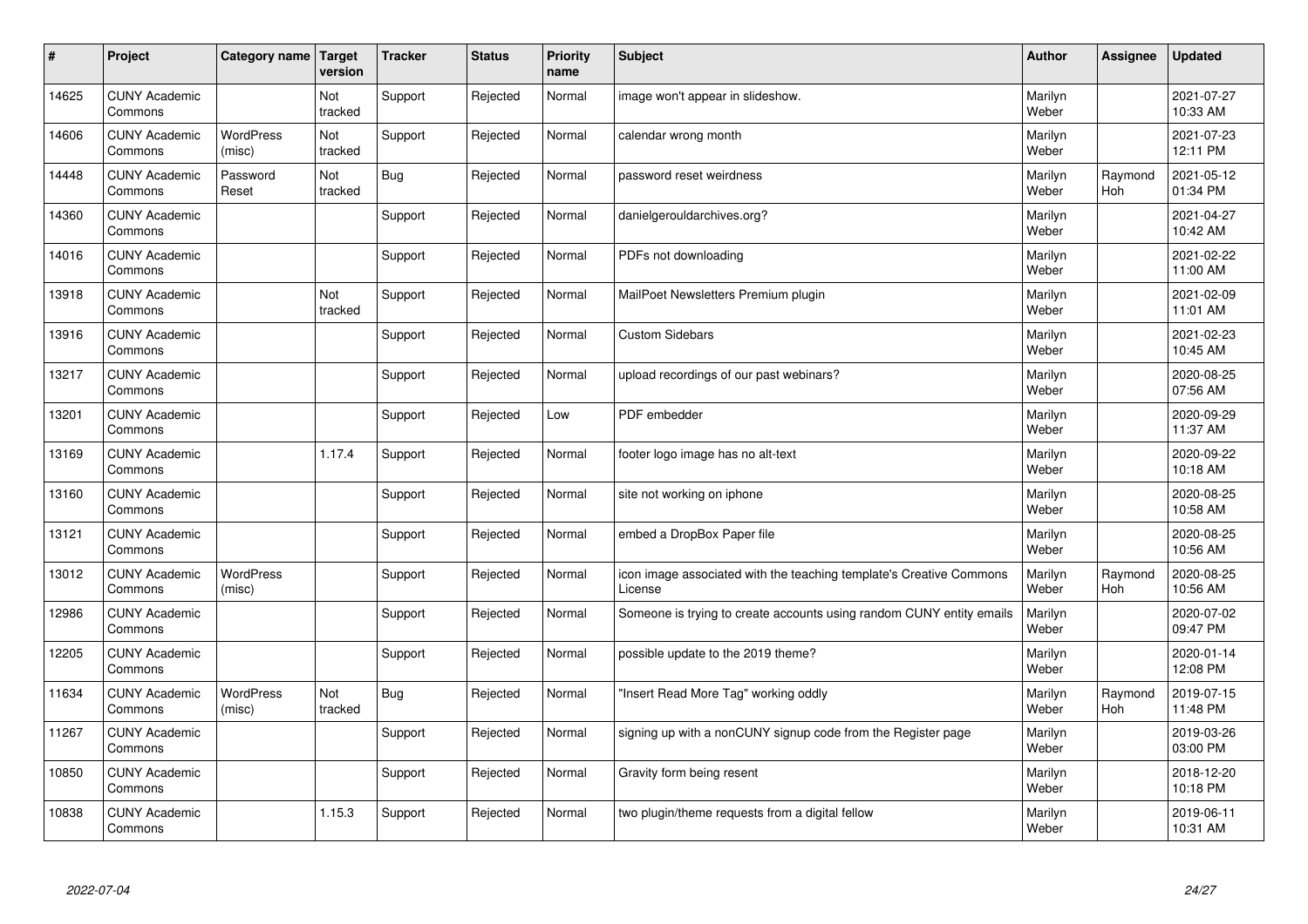| # | Project | Category name | Target version | Tracker | Status | Priority name | Subject | Author | Assignee | Updated |
|---|---|---|---|---|---|---|---|---|---|---|
| 14625 | CUNY Academic Commons | | Not tracked | Support | Rejected | Normal | image won't appear in slideshow. | Marilyn Weber | | 2021-07-27 10:33 AM |
| 14606 | CUNY Academic Commons | WordPress (misc) | Not tracked | Support | Rejected | Normal | calendar wrong month | Marilyn Weber | | 2021-07-23 12:11 PM |
| 14448 | CUNY Academic Commons | Password Reset | Not tracked | Bug | Rejected | Normal | password reset weirdness | Marilyn Weber | Raymond Hoh | 2021-05-12 01:34 PM |
| 14360 | CUNY Academic Commons | | | Support | Rejected | Normal | danielgerouldarchives.org? | Marilyn Weber | | 2021-04-27 10:42 AM |
| 14016 | CUNY Academic Commons | | | Support | Rejected | Normal | PDFs not downloading | Marilyn Weber | | 2021-02-22 11:00 AM |
| 13918 | CUNY Academic Commons | | Not tracked | Support | Rejected | Normal | MailPoet Newsletters Premium plugin | Marilyn Weber | | 2021-02-09 11:01 AM |
| 13916 | CUNY Academic Commons | | | Support | Rejected | Normal | Custom Sidebars | Marilyn Weber | | 2021-02-23 10:45 AM |
| 13217 | CUNY Academic Commons | | | Support | Rejected | Normal | upload recordings of our past webinars? | Marilyn Weber | | 2020-08-25 07:56 AM |
| 13201 | CUNY Academic Commons | | | Support | Rejected | Low | PDF embedder | Marilyn Weber | | 2020-09-29 11:37 AM |
| 13169 | CUNY Academic Commons | | 1.17.4 | Support | Rejected | Normal | footer logo image has no alt-text | Marilyn Weber | | 2020-09-22 10:18 AM |
| 13160 | CUNY Academic Commons | | | Support | Rejected | Normal | site not working on iphone | Marilyn Weber | | 2020-08-25 10:58 AM |
| 13121 | CUNY Academic Commons | | | Support | Rejected | Normal | embed a DropBox Paper file | Marilyn Weber | | 2020-08-25 10:56 AM |
| 13012 | CUNY Academic Commons | WordPress (misc) | | Support | Rejected | Normal | icon image associated with the teaching template's Creative Commons License | Marilyn Weber | Raymond Hoh | 2020-08-25 10:56 AM |
| 12986 | CUNY Academic Commons | | | Support | Rejected | Normal | Someone is trying to create accounts using random CUNY entity emails | Marilyn Weber | | 2020-07-02 09:47 PM |
| 12205 | CUNY Academic Commons | | | Support | Rejected | Normal | possible update to the 2019 theme? | Marilyn Weber | | 2020-01-14 12:08 PM |
| 11634 | CUNY Academic Commons | WordPress (misc) | Not tracked | Bug | Rejected | Normal | "Insert Read More Tag" working oddly | Marilyn Weber | Raymond Hoh | 2019-07-15 11:48 PM |
| 11267 | CUNY Academic Commons | | | Support | Rejected | Normal | signing up with a nonCUNY signup code from the Register page | Marilyn Weber | | 2019-03-26 03:00 PM |
| 10850 | CUNY Academic Commons | | | Support | Rejected | Normal | Gravity form being resent | Marilyn Weber | | 2018-12-20 10:18 PM |
| 10838 | CUNY Academic Commons | | 1.15.3 | Support | Rejected | Normal | two plugin/theme requests from a digital fellow | Marilyn Weber | | 2019-06-11 10:31 AM |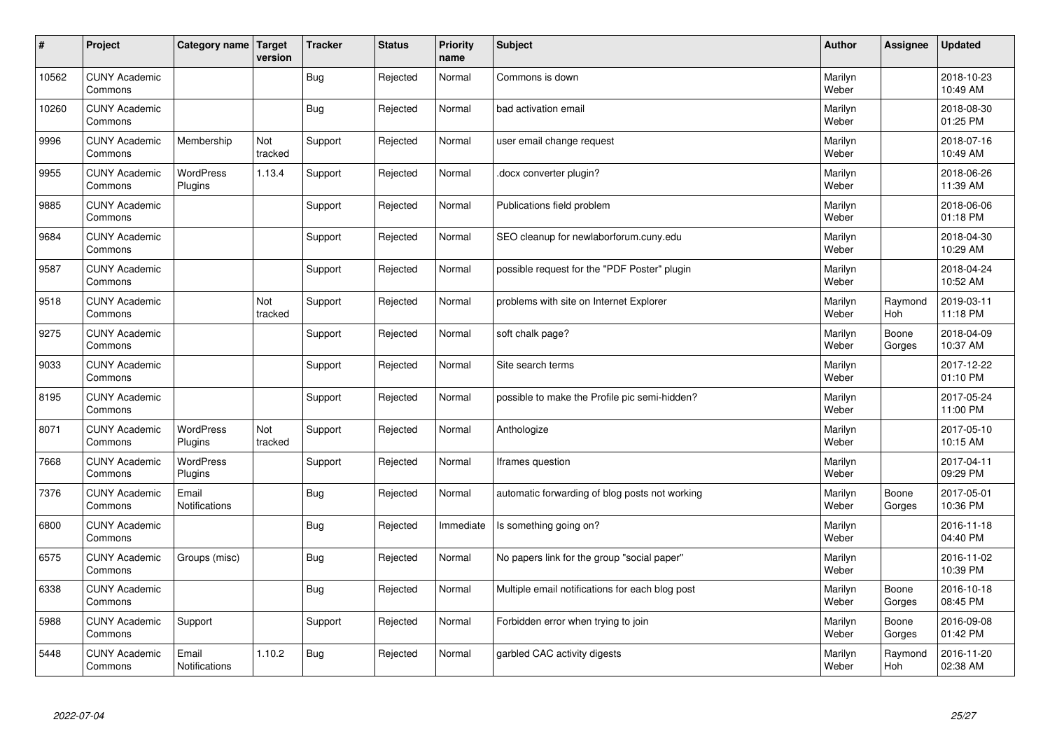| # | Project | Category name | Target version | Tracker | Status | Priority name | Subject | Author | Assignee | Updated |
|---|---|---|---|---|---|---|---|---|---|---|
| 10562 | CUNY Academic Commons | | | Bug | Rejected | Normal | Commons is down | Marilyn Weber | | 2018-10-23 10:49 AM |
| 10260 | CUNY Academic Commons | | | Bug | Rejected | Normal | bad activation email | Marilyn Weber | | 2018-08-30 01:25 PM |
| 9996 | CUNY Academic Commons | Membership | Not tracked | Support | Rejected | Normal | user email change request | Marilyn Weber | | 2018-07-16 10:49 AM |
| 9955 | CUNY Academic Commons | WordPress Plugins | 1.13.4 | Support | Rejected | Normal | .docx converter plugin? | Marilyn Weber | | 2018-06-26 11:39 AM |
| 9885 | CUNY Academic Commons | | | Support | Rejected | Normal | Publications field problem | Marilyn Weber | | 2018-06-06 01:18 PM |
| 9684 | CUNY Academic Commons | | | Support | Rejected | Normal | SEO cleanup for newlaborforum.cuny.edu | Marilyn Weber | | 2018-04-30 10:29 AM |
| 9587 | CUNY Academic Commons | | | Support | Rejected | Normal | possible request for the "PDF Poster" plugin | Marilyn Weber | | 2018-04-24 10:52 AM |
| 9518 | CUNY Academic Commons | | Not tracked | Support | Rejected | Normal | problems with site on Internet Explorer | Marilyn Weber | Raymond Hoh | 2019-03-11 11:18 PM |
| 9275 | CUNY Academic Commons | | | Support | Rejected | Normal | soft chalk page? | Marilyn Weber | Boone Gorges | 2018-04-09 10:37 AM |
| 9033 | CUNY Academic Commons | | | Support | Rejected | Normal | Site search terms | Marilyn Weber | | 2017-12-22 01:10 PM |
| 8195 | CUNY Academic Commons | | | Support | Rejected | Normal | possible to make the Profile pic semi-hidden? | Marilyn Weber | | 2017-05-24 11:00 PM |
| 8071 | CUNY Academic Commons | WordPress Plugins | Not tracked | Support | Rejected | Normal | Anthologize | Marilyn Weber | | 2017-05-10 10:15 AM |
| 7668 | CUNY Academic Commons | WordPress Plugins | | Support | Rejected | Normal | Iframes question | Marilyn Weber | | 2017-04-11 09:29 PM |
| 7376 | CUNY Academic Commons | Email Notifications | | Bug | Rejected | Normal | automatic forwarding of blog posts not working | Marilyn Weber | Boone Gorges | 2017-05-01 10:36 PM |
| 6800 | CUNY Academic Commons | | | Bug | Rejected | Immediate | Is something going on? | Marilyn Weber | | 2016-11-18 04:40 PM |
| 6575 | CUNY Academic Commons | Groups (misc) | | Bug | Rejected | Normal | No papers link for the group "social paper" | Marilyn Weber | | 2016-11-02 10:39 PM |
| 6338 | CUNY Academic Commons | | | Bug | Rejected | Normal | Multiple email notifications for each blog post | Marilyn Weber | Boone Gorges | 2016-10-18 08:45 PM |
| 5988 | CUNY Academic Commons | Support | | Support | Rejected | Normal | Forbidden error when trying to join | Marilyn Weber | Boone Gorges | 2016-09-08 01:42 PM |
| 5448 | CUNY Academic Commons | Email Notifications | 1.10.2 | Bug | Rejected | Normal | garbled CAC activity digests | Marilyn Weber | Raymond Hoh | 2016-11-20 02:38 AM |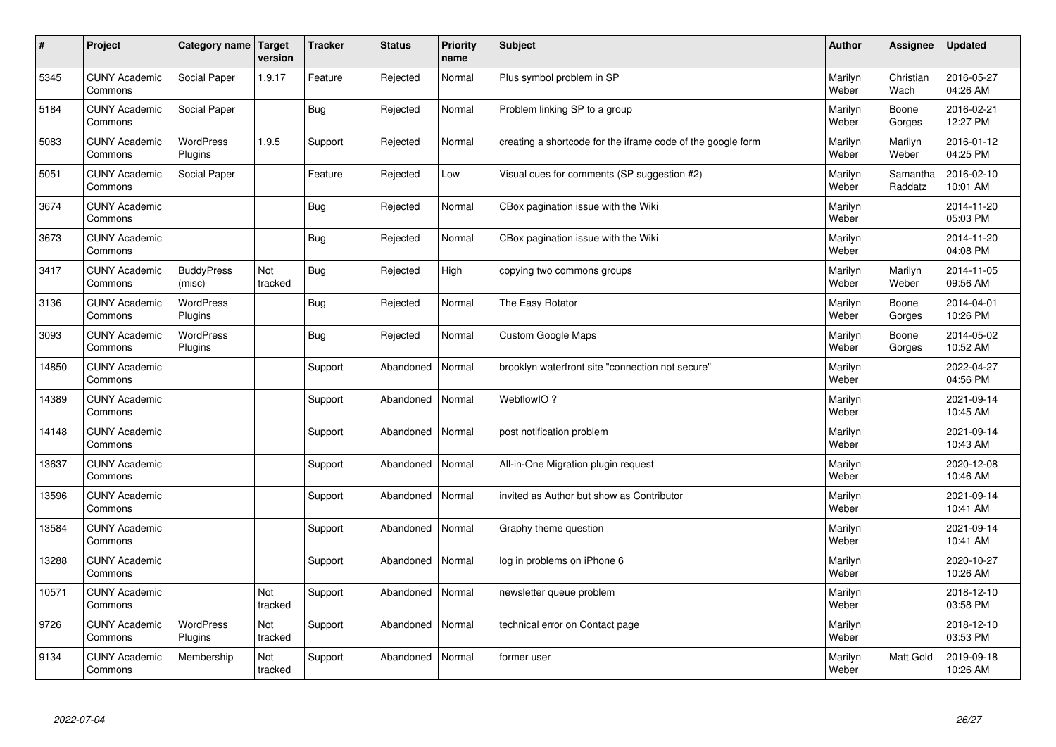| # | Project | Category name | Target version | Tracker | Status | Priority name | Subject | Author | Assignee | Updated |
|---|---|---|---|---|---|---|---|---|---|---|
| 5345 | CUNY Academic Commons | Social Paper | 1.9.17 | Feature | Rejected | Normal | Plus symbol problem in SP | Marilyn Weber | Christian Wach | 2016-05-27 04:26 AM |
| 5184 | CUNY Academic Commons | Social Paper | | Bug | Rejected | Normal | Problem linking SP to a group | Marilyn Weber | Boone Gorges | 2016-02-21 12:27 PM |
| 5083 | CUNY Academic Commons | WordPress Plugins | 1.9.5 | Support | Rejected | Normal | creating a shortcode for the iframe code of the google form | Marilyn Weber | Marilyn Weber | 2016-01-12 04:25 PM |
| 5051 | CUNY Academic Commons | Social Paper | | Feature | Rejected | Low | Visual cues for comments (SP suggestion #2) | Marilyn Weber | Samantha Raddatz | 2016-02-10 10:01 AM |
| 3674 | CUNY Academic Commons | | | Bug | Rejected | Normal | CBox pagination issue with the Wiki | Marilyn Weber | | 2014-11-20 05:03 PM |
| 3673 | CUNY Academic Commons | | | Bug | Rejected | Normal | CBox pagination issue with the Wiki | Marilyn Weber | | 2014-11-20 04:08 PM |
| 3417 | CUNY Academic Commons | BuddyPress (misc) | Not tracked | Bug | Rejected | High | copying two commons groups | Marilyn Weber | Marilyn Weber | 2014-11-05 09:56 AM |
| 3136 | CUNY Academic Commons | WordPress Plugins | | Bug | Rejected | Normal | The Easy Rotator | Marilyn Weber | Boone Gorges | 2014-04-01 10:26 PM |
| 3093 | CUNY Academic Commons | WordPress Plugins | | Bug | Rejected | Normal | Custom Google Maps | Marilyn Weber | Boone Gorges | 2014-05-02 10:52 AM |
| 14850 | CUNY Academic Commons | | | Support | Abandoned | Normal | brooklyn waterfront site "connection not secure" | Marilyn Weber | | 2022-04-27 04:56 PM |
| 14389 | CUNY Academic Commons | | | Support | Abandoned | Normal | WebflowIO ? | Marilyn Weber | | 2021-09-14 10:45 AM |
| 14148 | CUNY Academic Commons | | | Support | Abandoned | Normal | post notification problem | Marilyn Weber | | 2021-09-14 10:43 AM |
| 13637 | CUNY Academic Commons | | | Support | Abandoned | Normal | All-in-One Migration plugin request | Marilyn Weber | | 2020-12-08 10:46 AM |
| 13596 | CUNY Academic Commons | | | Support | Abandoned | Normal | invited as Author but show as Contributor | Marilyn Weber | | 2021-09-14 10:41 AM |
| 13584 | CUNY Academic Commons | | | Support | Abandoned | Normal | Graphy theme question | Marilyn Weber | | 2021-09-14 10:41 AM |
| 13288 | CUNY Academic Commons | | | Support | Abandoned | Normal | log in problems on iPhone 6 | Marilyn Weber | | 2020-10-27 10:26 AM |
| 10571 | CUNY Academic Commons | | Not tracked | Support | Abandoned | Normal | newsletter queue problem | Marilyn Weber | | 2018-12-10 03:58 PM |
| 9726 | CUNY Academic Commons | WordPress Plugins | Not tracked | Support | Abandoned | Normal | technical error on Contact page | Marilyn Weber | | 2018-12-10 03:53 PM |
| 9134 | CUNY Academic Commons | Membership | Not tracked | Support | Abandoned | Normal | former user | Marilyn Weber | Matt Gold | 2019-09-18 10:26 AM |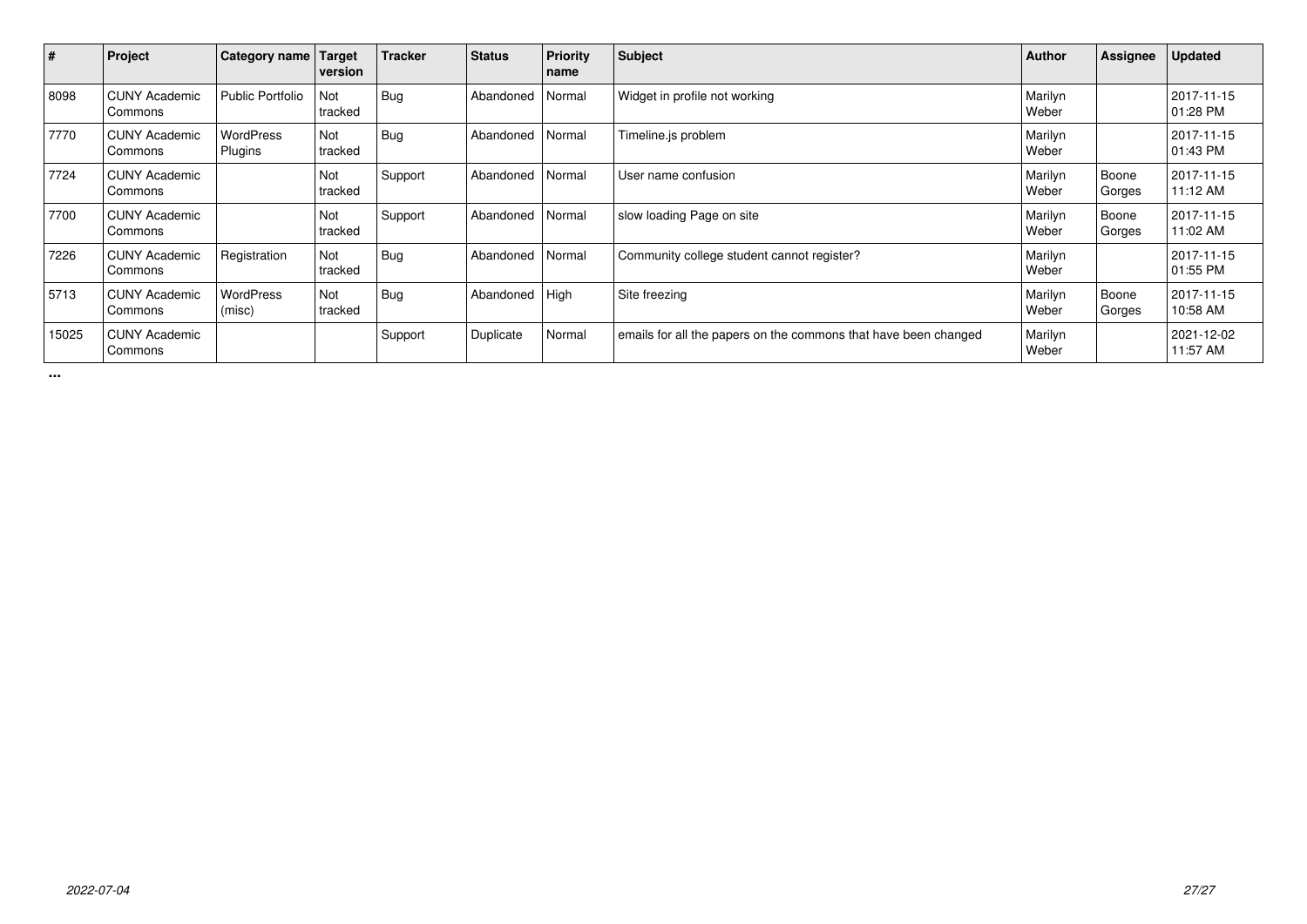| # | Project | Category name | Target version | Tracker | Status | Priority name | Subject | Author | Assignee | Updated |
|---|---|---|---|---|---|---|---|---|---|---|
| 8098 | CUNY Academic Commons | Public Portfolio | Not tracked | Bug | Abandoned | Normal | Widget in profile not working | Marilyn Weber | | 2017-11-15 01:28 PM |
| 7770 | CUNY Academic Commons | WordPress Plugins | Not tracked | Bug | Abandoned | Normal | Timeline.js problem | Marilyn Weber | | 2017-11-15 01:43 PM |
| 7724 | CUNY Academic Commons | | Not tracked | Support | Abandoned | Normal | User name confusion | Marilyn Weber | Boone Gorges | 2017-11-15 11:12 AM |
| 7700 | CUNY Academic Commons | | Not tracked | Support | Abandoned | Normal | slow loading Page on site | Marilyn Weber | Boone Gorges | 2017-11-15 11:02 AM |
| 7226 | CUNY Academic Commons | Registration | Not tracked | Bug | Abandoned | Normal | Community college student cannot register? | Marilyn Weber | | 2017-11-15 01:55 PM |
| 5713 | CUNY Academic Commons | WordPress (misc) | Not tracked | Bug | Abandoned | High | Site freezing | Marilyn Weber | Boone Gorges | 2017-11-15 10:58 AM |
| 15025 | CUNY Academic Commons | | | Support | Duplicate | Normal | emails for all the papers on the commons that have been changed | Marilyn Weber | | 2021-12-02 11:57 AM |

...